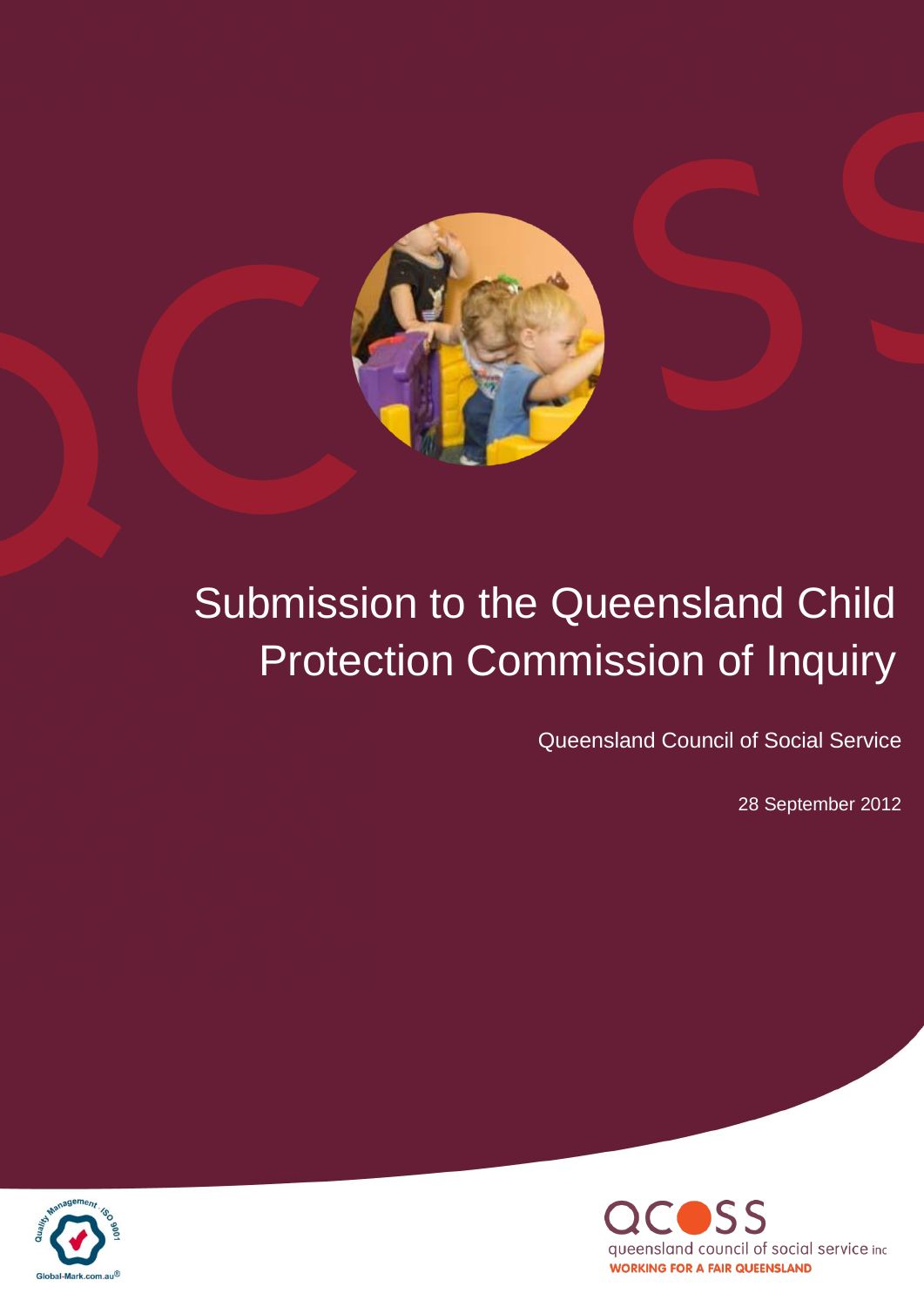# Submission to the Queensland Child Protection Commission of Inquiry

Queensland Council of Social Service

28 September 2012

queensland council of social service inc
WORKING FOR A FAIR QUEENSLAND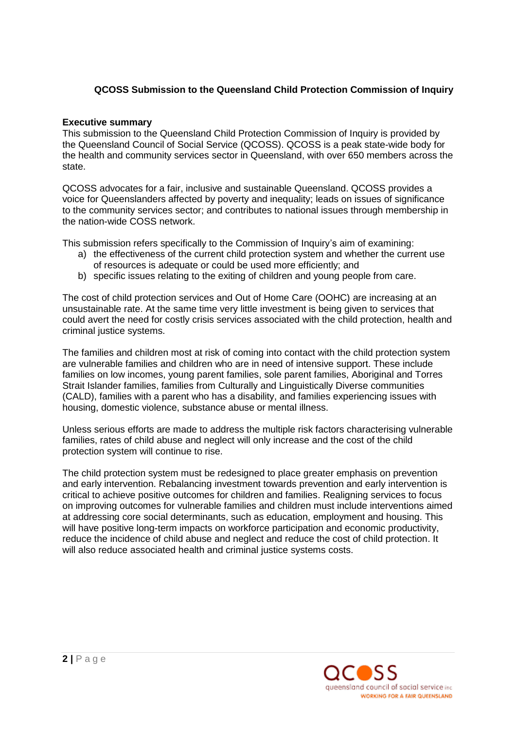**QCOSS Submission to the Queensland Child Protection Commission of Inquiry**

## Executive summary

This submission to the Queensland Child Protection Commission of Inquiry is provided by the Queensland Council of Social Service (QCOSS). QCOSS is a peak state-wide body for the health and community services sector in Queensland, with over 650 members across the state.

QCOSS advocates for a fair, inclusive and sustainable Queensland. QCOSS provides a voice for Queenslanders affected by poverty and inequality; leads on issues of significance to the community services sector; and contributes to national issues through membership in the nation-wide COSS network.

This submission refers specifically to the Commission of Inquiry's aim of examining:

a) the effectiveness of the current child protection system and whether the current use of resources is adequate or could be used more efficiently; and
b) specific issues relating to the exiting of children and young people from care.

The cost of child protection services and Out of Home Care (OOHC) are increasing at an unsustainable rate. At the same time very little investment is being given to services that could avert the need for costly crisis services associated with the child protection, health and criminal justice systems.

The families and children most at risk of coming into contact with the child protection system are vulnerable families and children who are in need of intensive support. These include families on low incomes, young parent families, sole parent families, Aboriginal and Torres Strait Islander families, families from Culturally and Linguistically Diverse communities (CALD), families with a parent who has a disability, and families experiencing issues with housing, domestic violence, substance abuse or mental illness.

Unless serious efforts are made to address the multiple risk factors characterising vulnerable families, rates of child abuse and neglect will only increase and the cost of the child protection system will continue to rise.

The child protection system must be redesigned to place greater emphasis on prevention and early intervention. Rebalancing investment towards prevention and early intervention is critical to achieve positive outcomes for children and families. Realigning services to focus on improving outcomes for vulnerable families and children must include interventions aimed at addressing core social determinants, such as education, employment and housing. This will have positive long-term impacts on workforce participation and economic productivity, reduce the incidence of child abuse and neglect and reduce the cost of child protection. It will also reduce associated health and criminal justice systems costs.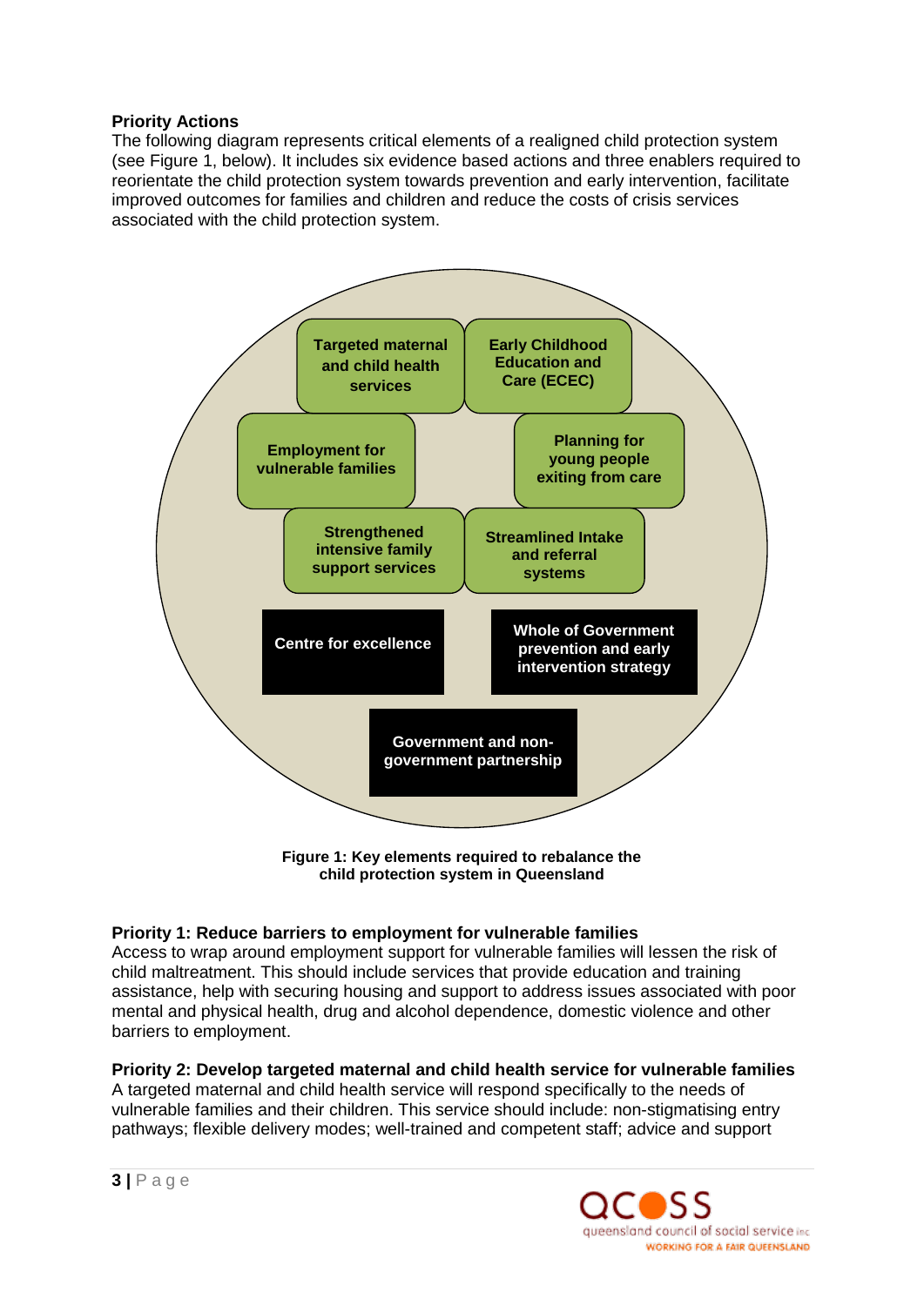**Priority Actions**

The following diagram represents critical elements of a realigned child protection system (see Figure 1, below). It includes six evidence based actions and three enablers required to reorientate the child protection system towards prevention and early intervention, facilitate improved outcomes for families and children and reduce the costs of crisis services associated with the child protection system.

- Targeted maternal and child health services
- Early Childhood Education and Care (ECEC)
- Employment for vulnerable families
- Planning for young people exiting from care
- Strengthened intensive family support services
- Streamlined Intake and referral systems
- Centre for excellence
- Whole of Government prevention and early intervention strategy
- Government and non-government partnership

**Figure 1: Key elements required to rebalance the child protection system in Queensland**

**Priority 1: Reduce barriers to employment for vulnerable families**

Access to wrap around employment support for vulnerable families will lessen the risk of child maltreatment. This should include services that provide education and training assistance, help with securing housing and support to address issues associated with poor mental and physical health, drug and alcohol dependence, domestic violence and other barriers to employment.

**Priority 2: Develop targeted maternal and child health service for vulnerable families**

A targeted maternal and child health service will respond specifically to the needs of vulnerable families and their children. This service should include: non-stigmatising entry pathways; flexible delivery modes; well-trained and competent staff; advice and support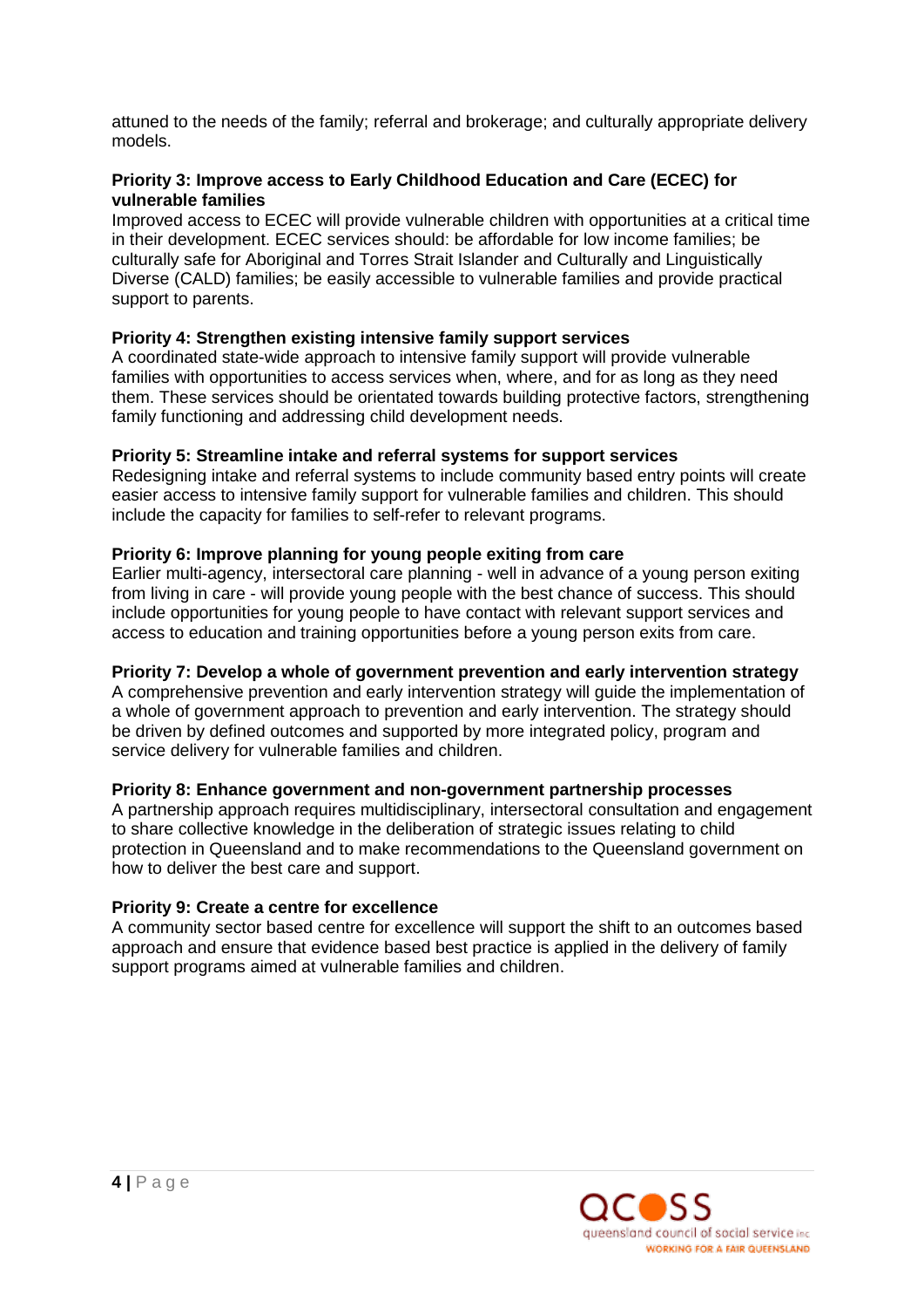attuned to the needs of the family; referral and brokerage; and culturally appropriate delivery models.

**Priority 3: Improve access to Early Childhood Education and Care (ECEC) for vulnerable families**
Improved access to ECEC will provide vulnerable children with opportunities at a critical time in their development. ECEC services should: be affordable for low income families; be culturally safe for Aboriginal and Torres Strait Islander and Culturally and Linguistically Diverse (CALD) families; be easily accessible to vulnerable families and provide practical support to parents.

**Priority 4: Strengthen existing intensive family support services**
A coordinated state-wide approach to intensive family support will provide vulnerable families with opportunities to access services when, where, and for as long as they need them. These services should be orientated towards building protective factors, strengthening family functioning and addressing child development needs.

**Priority 5: Streamline intake and referral systems for support services**
Redesigning intake and referral systems to include community based entry points will create easier access to intensive family support for vulnerable families and children. This should include the capacity for families to self-refer to relevant programs.

**Priority 6: Improve planning for young people exiting from care**
Earlier multi-agency, intersectoral care planning - well in advance of a young person exiting from living in care - will provide young people with the best chance of success. This should include opportunities for young people to have contact with relevant support services and access to education and training opportunities before a young person exits from care.

**Priority 7: Develop a whole of government prevention and early intervention strategy**
A comprehensive prevention and early intervention strategy will guide the implementation of a whole of government approach to prevention and early intervention. The strategy should be driven by defined outcomes and supported by more integrated policy, program and service delivery for vulnerable families and children.

**Priority 8: Enhance government and non-government partnership processes**
A partnership approach requires multidisciplinary, intersectoral consultation and engagement to share collective knowledge in the deliberation of strategic issues relating to child protection in Queensland and to make recommendations to the Queensland government on how to deliver the best care and support.

**Priority 9: Create a centre for excellence**
A community sector based centre for excellence will support the shift to an outcomes based approach and ensure that evidence based best practice is applied in the delivery of family support programs aimed at vulnerable families and children.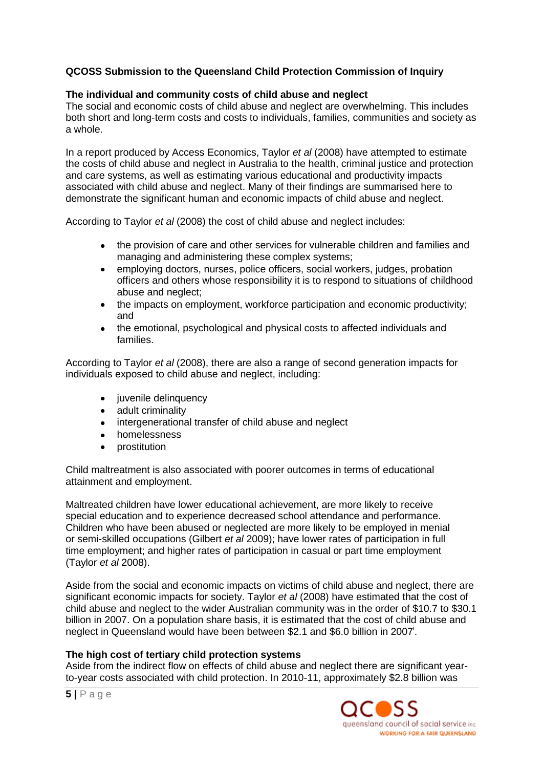**QCOSS Submission to the Queensland Child Protection Commission of Inquiry**

**The individual and community costs of child abuse and neglect**

The social and economic costs of child abuse and neglect are overwhelming. This includes both short and long-term costs and costs to individuals, families, communities and society as a whole.

In a report produced by Access Economics, Taylor *et al* (2008) have attempted to estimate the costs of child abuse and neglect in Australia to the health, criminal justice and protection and care systems, as well as estimating various educational and productivity impacts associated with child abuse and neglect. Many of their findings are summarised here to demonstrate the significant human and economic impacts of child abuse and neglect.

According to Taylor *et al* (2008) the cost of child abuse and neglect includes:

- the provision of care and other services for vulnerable children and families and managing and administering these complex systems;
- employing doctors, nurses, police officers, social workers, judges, probation officers and others whose responsibility it is to respond to situations of childhood abuse and neglect;
- the impacts on employment, workforce participation and economic productivity; and
- the emotional, psychological and physical costs to affected individuals and families.

According to Taylor *et al* (2008), there are also a range of second generation impacts for individuals exposed to child abuse and neglect, including:

- juvenile delinquency
- adult criminality
- intergenerational transfer of child abuse and neglect
- homelessness
- prostitution

Child maltreatment is also associated with poorer outcomes in terms of educational attainment and employment.

Maltreated children have lower educational achievement, are more likely to receive special education and to experience decreased school attendance and performance. Children who have been abused or neglected are more likely to be employed in menial or semi-skilled occupations (Gilbert *et al* 2009); have lower rates of participation in full time employment; and higher rates of participation in casual or part time employment (Taylor *et al* 2008).

Aside from the social and economic impacts on victims of child abuse and neglect, there are significant economic impacts for society. Taylor *et al* (2008) have estimated that the cost of child abuse and neglect to the wider Australian community was in the order of $10.7 to $30.1 billion in 2007. On a population share basis, it is estimated that the cost of child abuse and neglect in Queensland would have been between $2.1 and $6.0 billion in 2007[i].

**The high cost of tertiary child protection systems**

Aside from the indirect flow on effects of child abuse and neglect there are significant year-to-year costs associated with child protection. In 2010-11, approximately $2.8 billion was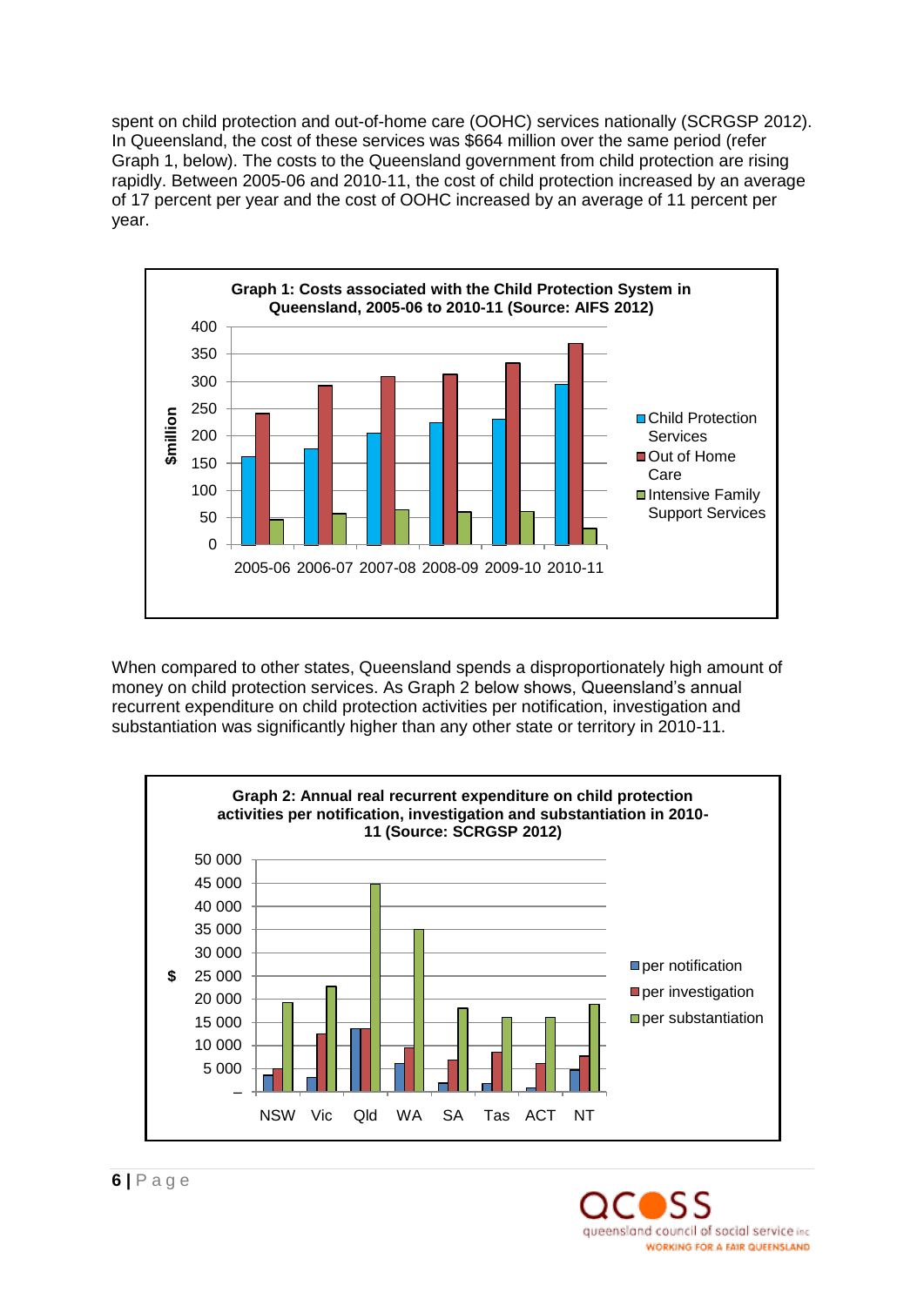spent on child protection and out-of-home care (OOHC) services nationally (SCRGSP 2012). In Queensland, the cost of these services was $664 million over the same period (refer Graph 1, below). The costs to the Queensland government from child protection are rising rapidly. Between 2005-06 and 2010-11, the cost of child protection increased by an average of 17 percent per year and the cost of OOHC increased by an average of 11 percent per year.

**Graph 1: Costs associated with the Child Protection System in Queensland, 2005-06 to 2010-11 (Source: AIFS 2012)**

When compared to other states, Queensland spends a disproportionately high amount of money on child protection services. As Graph 2 below shows, Queensland's annual recurrent expenditure on child protection activities per notification, investigation and substantiation was significantly higher than any other state or territory in 2010-11.

**Graph 2: Annual real recurrent expenditure on child protection activities per notification, investigation and substantiation in 2010-11 (Source: SCRGSP 2012)**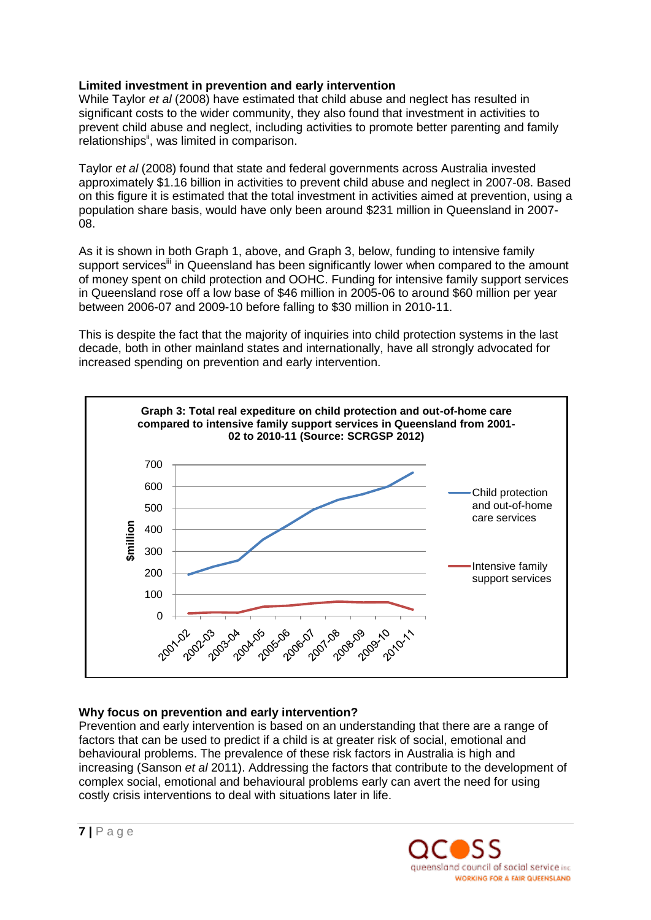**Limited investment in prevention and early intervention**

While Taylor *et al* (2008) have estimated that child abuse and neglect has resulted in significant costs to the wider community, they also found that investment in activities to prevent child abuse and neglect, including activities to promote better parenting and family relationships[ii], was limited in comparison.

Taylor *et al* (2008) found that state and federal governments across Australia invested approximately $1.16 billion in activities to prevent child abuse and neglect in 2007-08. Based on this figure it is estimated that the total investment in activities aimed at prevention, using a population share basis, would have only been around $231 million in Queensland in 2007-08.

As it is shown in both Graph 1, above, and Graph 3, below, funding to intensive family support services[iii] in Queensland has been significantly lower when compared to the amount of money spent on child protection and OOHC. Funding for intensive family support services in Queensland rose off a low base of $46 million in 2005-06 to around $60 million per year between 2006-07 and 2009-10 before falling to $30 million in 2010-11.

This is despite the fact that the majority of inquiries into child protection systems in the last decade, both in other mainland states and internationally, have all strongly advocated for increased spending on prevention and early intervention.

**Graph 3: Total real expediture on child protection and out-of-home care compared to intensive family support services in Queensland from 2001-02 to 2010-11 (Source: SCRGSP 2012)**

**Why focus on prevention and early intervention?**

Prevention and early intervention is based on an understanding that there are a range of factors that can be used to predict if a child is at greater risk of social, emotional and behavioural problems. The prevalence of these risk factors in Australia is high and increasing (Sanson *et al* 2011). Addressing the factors that contribute to the development of complex social, emotional and behavioural problems early can avert the need for using costly crisis interventions to deal with situations later in life.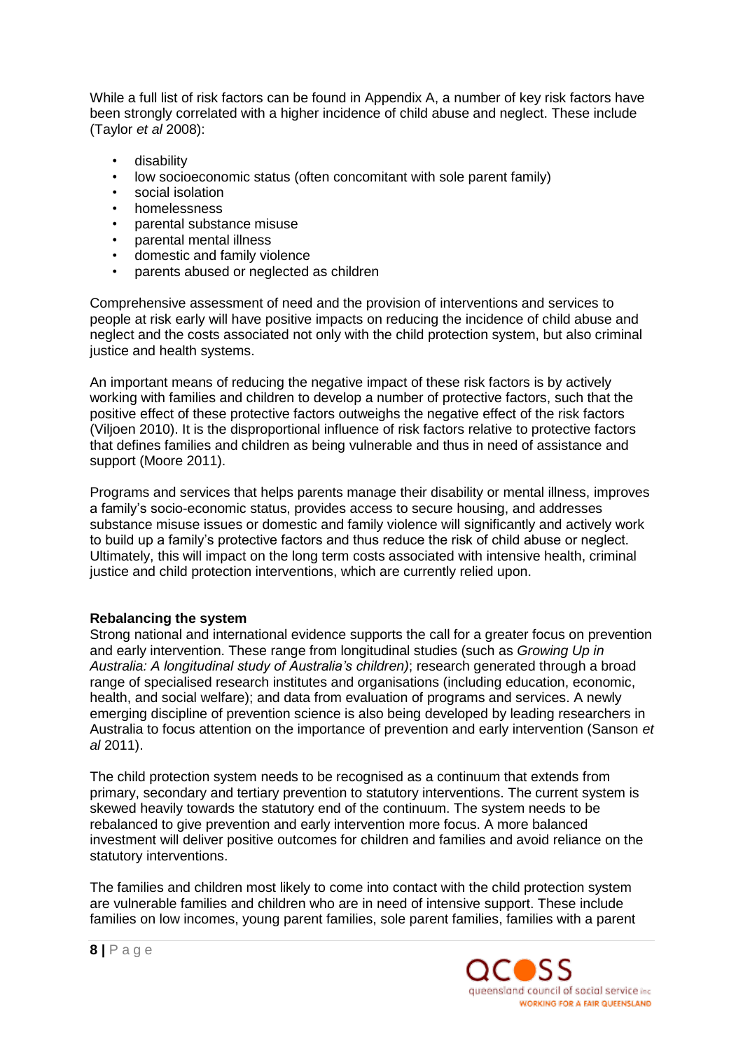While a full list of risk factors can be found in Appendix A, a number of key risk factors have been strongly correlated with a higher incidence of child abuse and neglect. These include (Taylor *et al* 2008):

- disability
- low socioeconomic status (often concomitant with sole parent family)
- social isolation
- homelessness
- parental substance misuse
- parental mental illness
- domestic and family violence
- parents abused or neglected as children

Comprehensive assessment of need and the provision of interventions and services to people at risk early will have positive impacts on reducing the incidence of child abuse and neglect and the costs associated not only with the child protection system, but also criminal justice and health systems.

An important means of reducing the negative impact of these risk factors is by actively working with families and children to develop a number of protective factors, such that the positive effect of these protective factors outweighs the negative effect of the risk factors (Viljoen 2010). It is the disproportional influence of risk factors relative to protective factors that defines families and children as being vulnerable and thus in need of assistance and support (Moore 2011).

Programs and services that helps parents manage their disability or mental illness, improves a family's socio-economic status, provides access to secure housing, and addresses substance misuse issues or domestic and family violence will significantly and actively work to build up a family's protective factors and thus reduce the risk of child abuse or neglect. Ultimately, this will impact on the long term costs associated with intensive health, criminal justice and child protection interventions, which are currently relied upon.

**Rebalancing the system**

Strong national and international evidence supports the call for a greater focus on prevention and early intervention. These range from longitudinal studies (such as *Growing Up in Australia: A longitudinal study of Australia's children)*; research generated through a broad range of specialised research institutes and organisations (including education, economic, health, and social welfare); and data from evaluation of programs and services. A newly emerging discipline of prevention science is also being developed by leading researchers in Australia to focus attention on the importance of prevention and early intervention (Sanson *et al* 2011).

The child protection system needs to be recognised as a continuum that extends from primary, secondary and tertiary prevention to statutory interventions. The current system is skewed heavily towards the statutory end of the continuum. The system needs to be rebalanced to give prevention and early intervention more focus. A more balanced investment will deliver positive outcomes for children and families and avoid reliance on the statutory interventions.

The families and children most likely to come into contact with the child protection system are vulnerable families and children who are in need of intensive support. These include families on low incomes, young parent families, sole parent families, families with a parent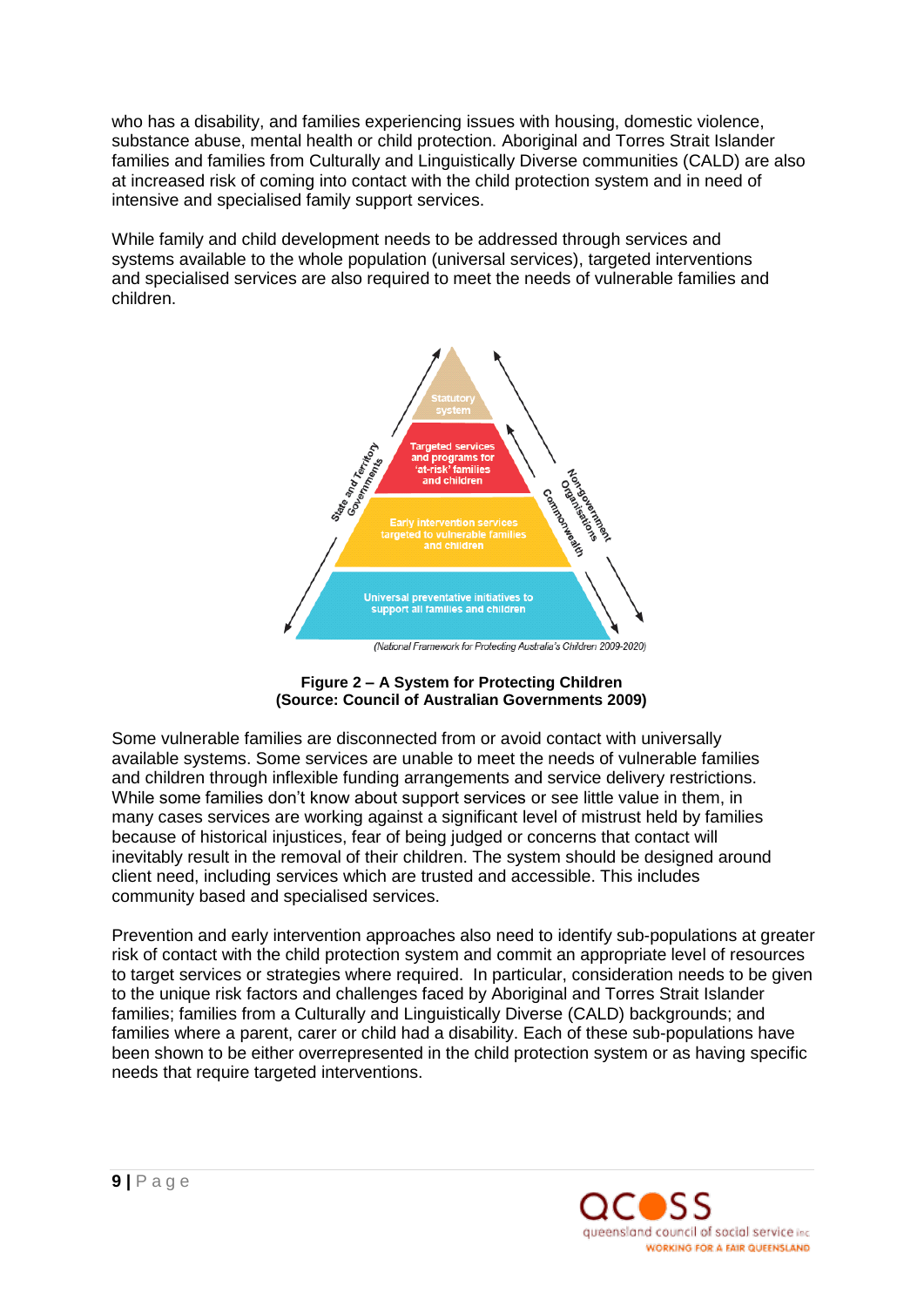who has a disability, and families experiencing issues with housing, domestic violence, substance abuse, mental health or child protection. Aboriginal and Torres Strait Islander families and families from Culturally and Linguistically Diverse communities (CALD) are also at increased risk of coming into contact with the child protection system and in need of intensive and specialised family support services.

While family and child development needs to be addressed through services and systems available to the whole population (universal services), targeted interventions and specialised services are also required to meet the needs of vulnerable families and children.

Statutory system

Targeted services and programs for 'at-risk' families and children

Early intervention services targeted to vulnerable families and children

Universal preventative initiatives to support all families and children

State and Territory Governments

Commonwealth

Non-government Organisations

*(National Framework for Protecting Australia's Children 2009-2020)*

**Figure 2 – A System for Protecting Children**
**(Source: Council of Australian Governments 2009)**

Some vulnerable families are disconnected from or avoid contact with universally available systems. Some services are unable to meet the needs of vulnerable families and children through inflexible funding arrangements and service delivery restrictions. While some families don't know about support services or see little value in them, in many cases services are working against a significant level of mistrust held by families because of historical injustices, fear of being judged or concerns that contact will inevitably result in the removal of their children. The system should be designed around client need, including services which are trusted and accessible. This includes community based and specialised services.

Prevention and early intervention approaches also need to identify sub-populations at greater risk of contact with the child protection system and commit an appropriate level of resources to target services or strategies where required. In particular, consideration needs to be given to the unique risk factors and challenges faced by Aboriginal and Torres Strait Islander families; families from a Culturally and Linguistically Diverse (CALD) backgrounds; and families where a parent, carer or child had a disability. Each of these sub-populations have been shown to be either overrepresented in the child protection system or as having specific needs that require targeted interventions.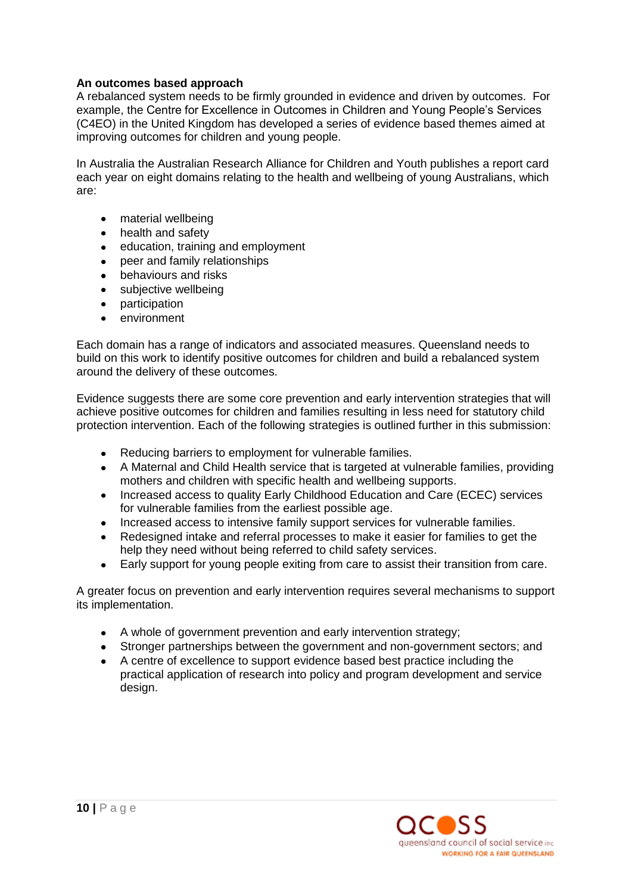**An outcomes based approach**

A rebalanced system needs to be firmly grounded in evidence and driven by outcomes. For example, the Centre for Excellence in Outcomes in Children and Young People's Services (C4EO) in the United Kingdom has developed a series of evidence based themes aimed at improving outcomes for children and young people.

In Australia the Australian Research Alliance for Children and Youth publishes a report card each year on eight domains relating to the health and wellbeing of young Australians, which are:

- material wellbeing
- health and safety
- education, training and employment
- peer and family relationships
- behaviours and risks
- subjective wellbeing
- participation
- environment

Each domain has a range of indicators and associated measures. Queensland needs to build on this work to identify positive outcomes for children and build a rebalanced system around the delivery of these outcomes.

Evidence suggests there are some core prevention and early intervention strategies that will achieve positive outcomes for children and families resulting in less need for statutory child protection intervention. Each of the following strategies is outlined further in this submission:

- Reducing barriers to employment for vulnerable families.
- A Maternal and Child Health service that is targeted at vulnerable families, providing mothers and children with specific health and wellbeing supports.
- Increased access to quality Early Childhood Education and Care (ECEC) services for vulnerable families from the earliest possible age.
- Increased access to intensive family support services for vulnerable families.
- Redesigned intake and referral processes to make it easier for families to get the help they need without being referred to child safety services.
- Early support for young people exiting from care to assist their transition from care.

A greater focus on prevention and early intervention requires several mechanisms to support its implementation.

- A whole of government prevention and early intervention strategy;
- Stronger partnerships between the government and non-government sectors; and
- A centre of excellence to support evidence based best practice including the practical application of research into policy and program development and service design.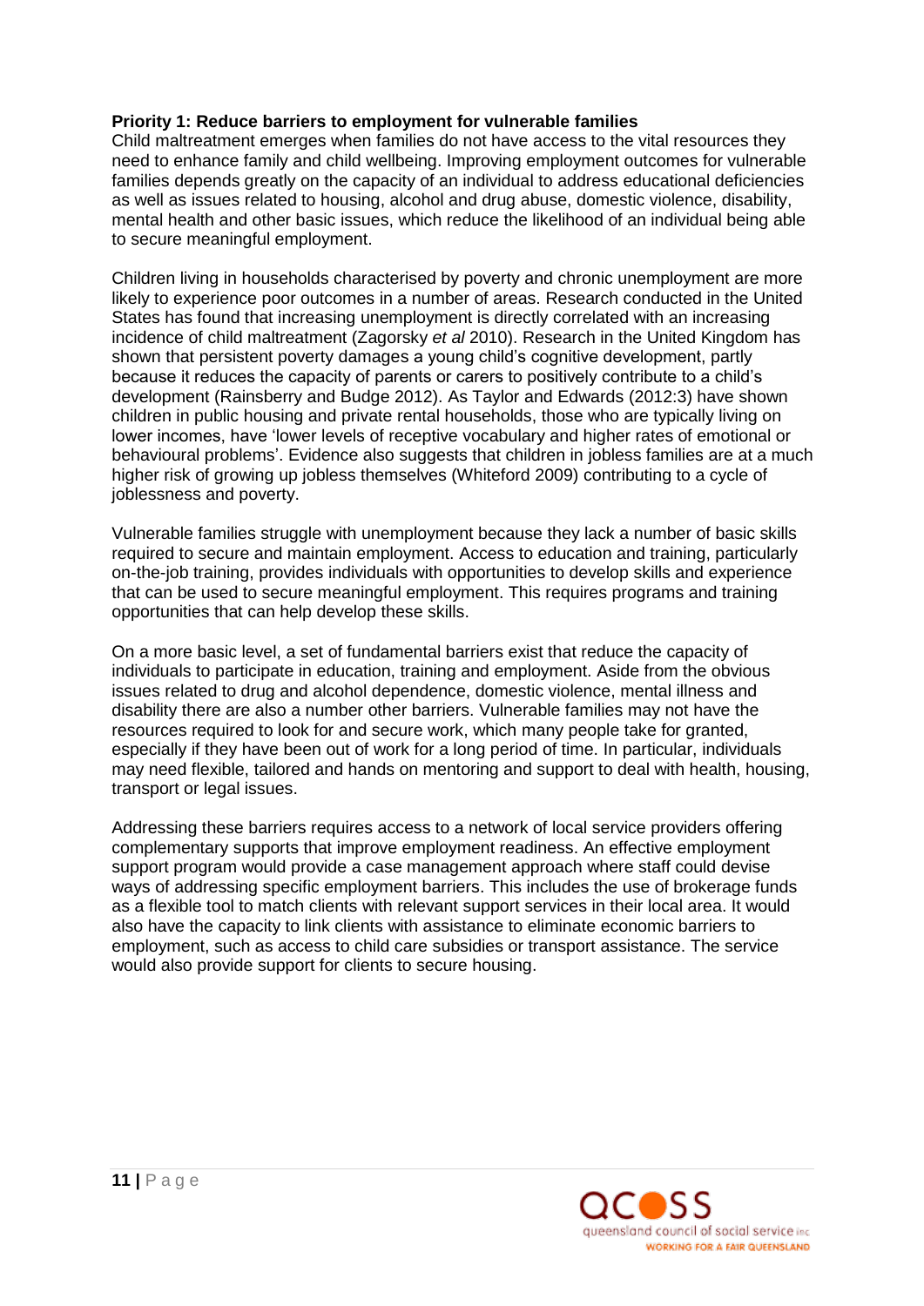**Priority 1: Reduce barriers to employment for vulnerable families**

Child maltreatment emerges when families do not have access to the vital resources they need to enhance family and child wellbeing. Improving employment outcomes for vulnerable families depends greatly on the capacity of an individual to address educational deficiencies as well as issues related to housing, alcohol and drug abuse, domestic violence, disability, mental health and other basic issues, which reduce the likelihood of an individual being able to secure meaningful employment.

Children living in households characterised by poverty and chronic unemployment are more likely to experience poor outcomes in a number of areas. Research conducted in the United States has found that increasing unemployment is directly correlated with an increasing incidence of child maltreatment (Zagorsky *et al* 2010). Research in the United Kingdom has shown that persistent poverty damages a young child's cognitive development, partly because it reduces the capacity of parents or carers to positively contribute to a child's development (Rainsberry and Budge 2012). As Taylor and Edwards (2012:3) have shown children in public housing and private rental households, those who are typically living on lower incomes, have 'lower levels of receptive vocabulary and higher rates of emotional or behavioural problems'. Evidence also suggests that children in jobless families are at a much higher risk of growing up jobless themselves (Whiteford 2009) contributing to a cycle of joblessness and poverty.

Vulnerable families struggle with unemployment because they lack a number of basic skills required to secure and maintain employment. Access to education and training, particularly on-the-job training, provides individuals with opportunities to develop skills and experience that can be used to secure meaningful employment. This requires programs and training opportunities that can help develop these skills.

On a more basic level, a set of fundamental barriers exist that reduce the capacity of individuals to participate in education, training and employment. Aside from the obvious issues related to drug and alcohol dependence, domestic violence, mental illness and disability there are also a number other barriers. Vulnerable families may not have the resources required to look for and secure work, which many people take for granted, especially if they have been out of work for a long period of time. In particular, individuals may need flexible, tailored and hands on mentoring and support to deal with health, housing, transport or legal issues.

Addressing these barriers requires access to a network of local service providers offering complementary supports that improve employment readiness. An effective employment support program would provide a case management approach where staff could devise ways of addressing specific employment barriers. This includes the use of brokerage funds as a flexible tool to match clients with relevant support services in their local area. It would also have the capacity to link clients with assistance to eliminate economic barriers to employment, such as access to child care subsidies or transport assistance. The service would also provide support for clients to secure housing.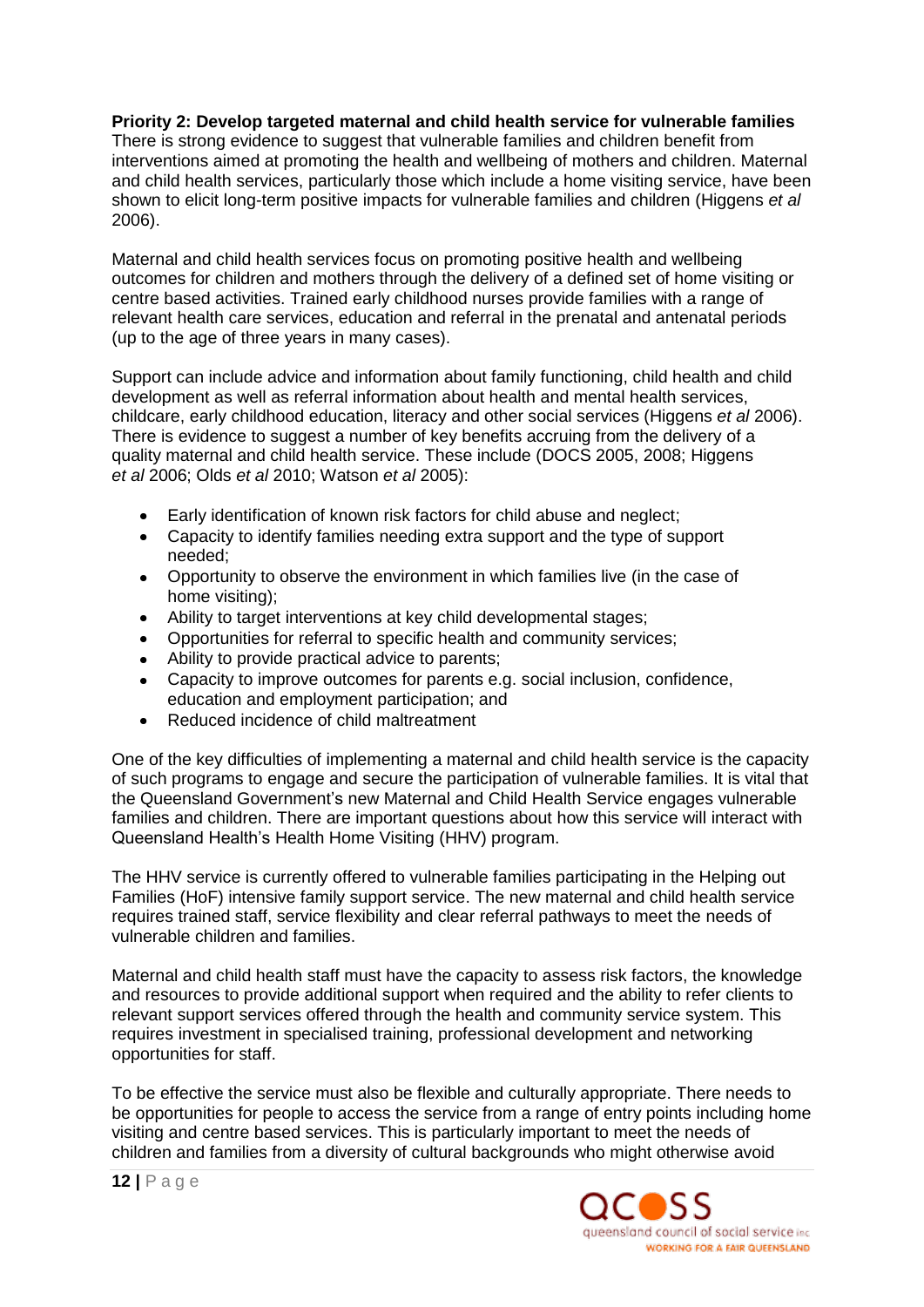**Priority 2: Develop targeted maternal and child health service for vulnerable families**

There is strong evidence to suggest that vulnerable families and children benefit from interventions aimed at promoting the health and wellbeing of mothers and children. Maternal and child health services, particularly those which include a home visiting service, have been shown to elicit long-term positive impacts for vulnerable families and children (Higgens *et al* 2006).

Maternal and child health services focus on promoting positive health and wellbeing outcomes for children and mothers through the delivery of a defined set of home visiting or centre based activities. Trained early childhood nurses provide families with a range of relevant health care services, education and referral in the prenatal and antenatal periods (up to the age of three years in many cases).

Support can include advice and information about family functioning, child health and child development as well as referral information about health and mental health services, childcare, early childhood education, literacy and other social services (Higgens *et al* 2006). There is evidence to suggest a number of key benefits accruing from the delivery of a quality maternal and child health service. These include (DOCS 2005, 2008; Higgens *et al* 2006; Olds *et al* 2010; Watson *et al* 2005):

- Early identification of known risk factors for child abuse and neglect;
- Capacity to identify families needing extra support and the type of support needed;
- Opportunity to observe the environment in which families live (in the case of home visiting);
- Ability to target interventions at key child developmental stages;
- Opportunities for referral to specific health and community services;
- Ability to provide practical advice to parents;
- Capacity to improve outcomes for parents e.g. social inclusion, confidence, education and employment participation; and
- Reduced incidence of child maltreatment

One of the key difficulties of implementing a maternal and child health service is the capacity of such programs to engage and secure the participation of vulnerable families. It is vital that the Queensland Government's new Maternal and Child Health Service engages vulnerable families and children. There are important questions about how this service will interact with Queensland Health's Health Home Visiting (HHV) program.

The HHV service is currently offered to vulnerable families participating in the Helping out Families (HoF) intensive family support service. The new maternal and child health service requires trained staff, service flexibility and clear referral pathways to meet the needs of vulnerable children and families.

Maternal and child health staff must have the capacity to assess risk factors, the knowledge and resources to provide additional support when required and the ability to refer clients to relevant support services offered through the health and community service system. This requires investment in specialised training, professional development and networking opportunities for staff.

To be effective the service must also be flexible and culturally appropriate. There needs to be opportunities for people to access the service from a range of entry points including home visiting and centre based services. This is particularly important to meet the needs of children and families from a diversity of cultural backgrounds who might otherwise avoid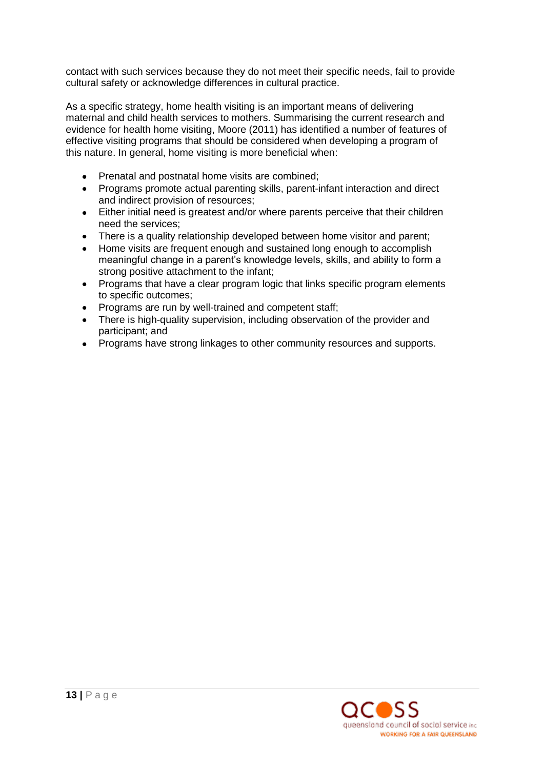contact with such services because they do not meet their specific needs, fail to provide cultural safety or acknowledge differences in cultural practice.

As a specific strategy, home health visiting is an important means of delivering maternal and child health services to mothers. Summarising the current research and evidence for health home visiting, Moore (2011) has identified a number of features of effective visiting programs that should be considered when developing a program of this nature. In general, home visiting is more beneficial when:

- Prenatal and postnatal home visits are combined;
- Programs promote actual parenting skills, parent-infant interaction and direct and indirect provision of resources;
- Either initial need is greatest and/or where parents perceive that their children need the services;
- There is a quality relationship developed between home visitor and parent;
- Home visits are frequent enough and sustained long enough to accomplish meaningful change in a parent's knowledge levels, skills, and ability to form a strong positive attachment to the infant;
- Programs that have a clear program logic that links specific program elements to specific outcomes;
- Programs are run by well-trained and competent staff;
- There is high-quality supervision, including observation of the provider and participant; and
- Programs have strong linkages to other community resources and supports.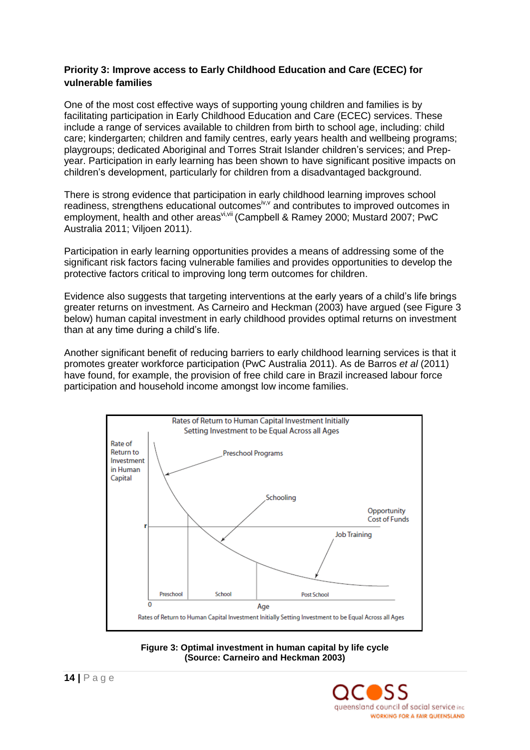**Priority 3: Improve access to Early Childhood Education and Care (ECEC) for vulnerable families**

One of the most cost effective ways of supporting young children and families is by facilitating participation in Early Childhood Education and Care (ECEC) services. These include a range of services available to children from birth to school age, including: child care; kindergarten; children and family centres, early years health and wellbeing programs; playgroups; dedicated Aboriginal and Torres Strait Islander children's services; and Prep-year. Participation in early learning has been shown to have significant positive impacts on children's development, particularly for children from a disadvantaged background.

There is strong evidence that participation in early childhood learning improves school readiness, strengthens educational outcomes[iv,v] and contributes to improved outcomes in employment, health and other areas[vi,vii] (Campbell & Ramey 2000; Mustard 2007; PwC Australia 2011; Viljoen 2011).

Participation in early learning opportunities provides a means of addressing some of the significant risk factors facing vulnerable families and provides opportunities to develop the protective factors critical to improving long term outcomes for children.

Evidence also suggests that targeting interventions at the early years of a child's life brings greater returns on investment. As Carneiro and Heckman (2003) have argued (see Figure 3 below) human capital investment in early childhood provides optimal returns on investment than at any time during a child's life.

Another significant benefit of reducing barriers to early childhood learning services is that it promotes greater workforce participation (PwC Australia 2011). As de Barros *et al* (2011) have found, for example, the provision of free child care in Brazil increased labour force participation and household income amongst low income families.

Rates of Return to Human Capital Investment Initially Setting Investment to be Equal Across all Ages

Rate of Return to Investment in Human Capital

Preschool Programs

Schooling

Opportunity Cost of Funds

r

Job Training

Preschool | School | Post School

0 Age

Rates of Return to Human Capital Investment Initially Setting Investment to be Equal Across all Ages

**Figure 3: Optimal investment in human capital by life cycle (Source: Carneiro and Heckman 2003)**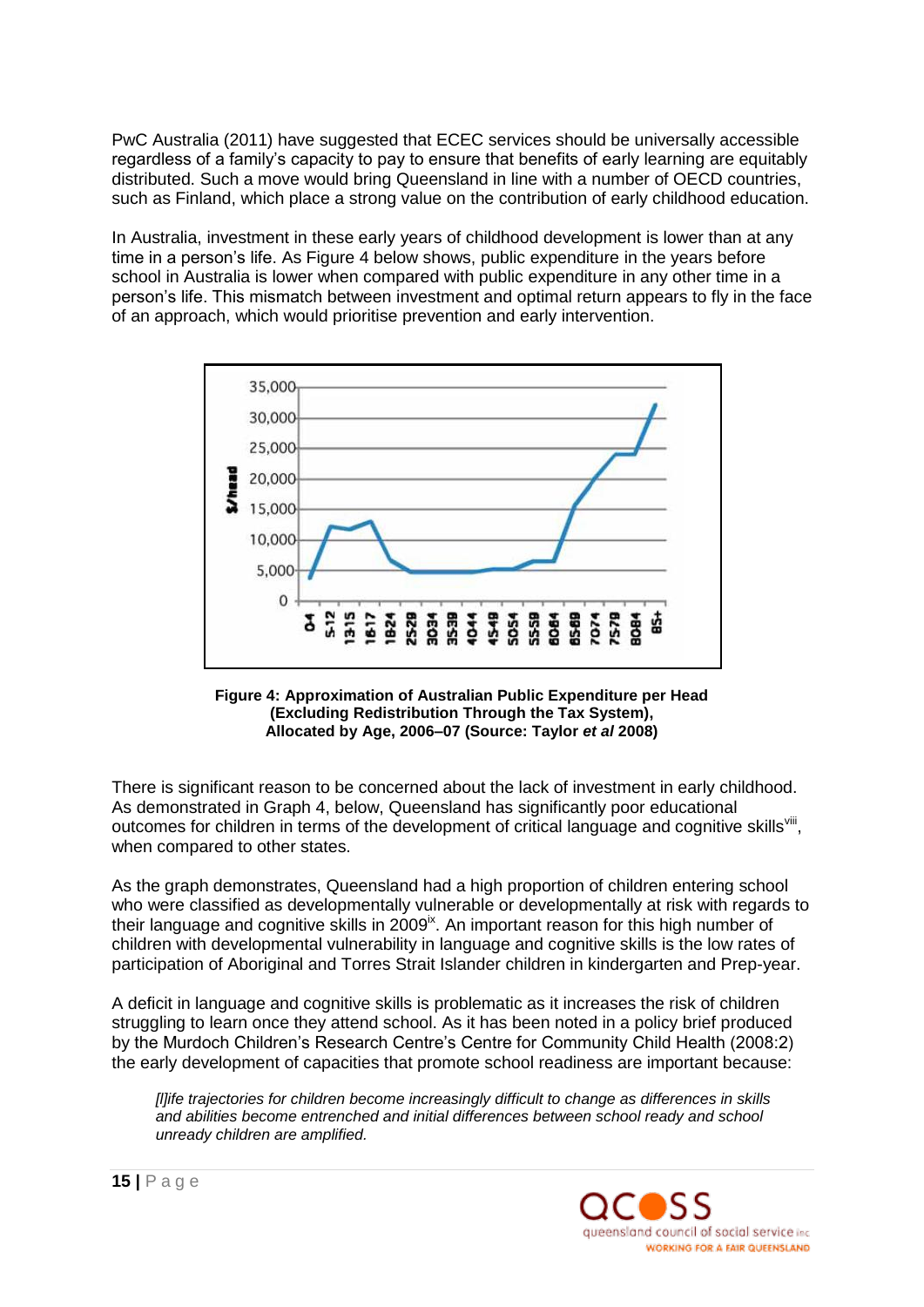PwC Australia (2011) have suggested that ECEC services should be universally accessible regardless of a family's capacity to pay to ensure that benefits of early learning are equitably distributed. Such a move would bring Queensland in line with a number of OECD countries, such as Finland, which place a strong value on the contribution of early childhood education.

In Australia, investment in these early years of childhood development is lower than at any time in a person's life. As Figure 4 below shows, public expenditure in the years before school in Australia is lower when compared with public expenditure in any other time in a person's life. This mismatch between investment and optimal return appears to fly in the face of an approach, which would prioritise prevention and early intervention.

**Figure 4: Approximation of Australian Public Expenditure per Head (Excluding Redistribution Through the Tax System), Allocated by Age, 2006–07 (Source: Taylor *et al* 2008)**

There is significant reason to be concerned about the lack of investment in early childhood. As demonstrated in Graph 4, below, Queensland has significantly poor educational outcomes for children in terms of the development of critical language and cognitive skills[viii], when compared to other states.

As the graph demonstrates, Queensland had a high proportion of children entering school who were classified as developmentally vulnerable or developmentally at risk with regards to their language and cognitive skills in 2009[ix]. An important reason for this high number of children with developmental vulnerability in language and cognitive skills is the low rates of participation of Aboriginal and Torres Strait Islander children in kindergarten and Prep-year.

A deficit in language and cognitive skills is problematic as it increases the risk of children struggling to learn once they attend school. As it has been noted in a policy brief produced by the Murdoch Children's Research Centre's Centre for Community Child Health (2008:2) the early development of capacities that promote school readiness are important because:

> *[l]ife trajectories for children become increasingly difficult to change as differences in skills and abilities become entrenched and initial differences between school ready and school unready children are amplified.*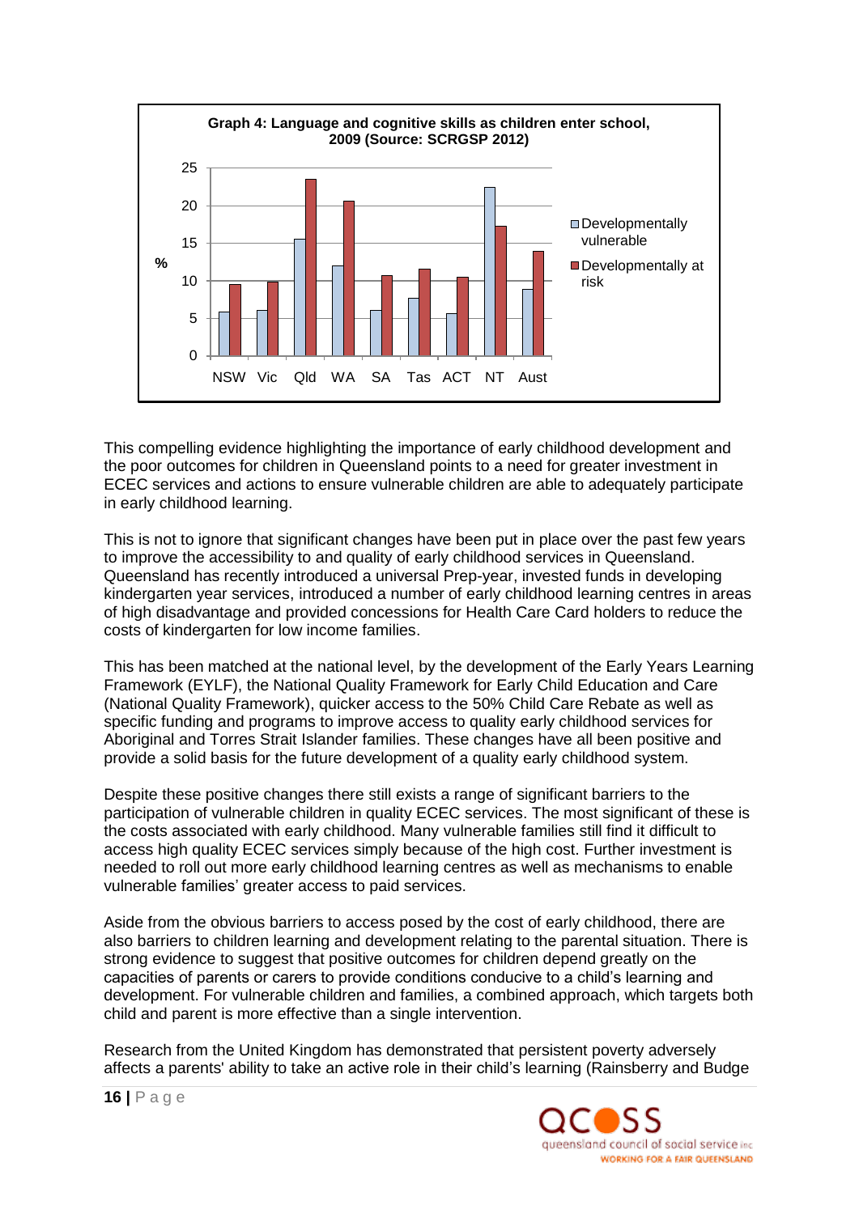**Graph 4: Language and cognitive skills as children enter school, 2009 (Source: SCRGSP 2012)**

This compelling evidence highlighting the importance of early childhood development and the poor outcomes for children in Queensland points to a need for greater investment in ECEC services and actions to ensure vulnerable children are able to adequately participate in early childhood learning.

This is not to ignore that significant changes have been put in place over the past few years to improve the accessibility to and quality of early childhood services in Queensland. Queensland has recently introduced a universal Prep-year, invested funds in developing kindergarten year services, introduced a number of early childhood learning centres in areas of high disadvantage and provided concessions for Health Care Card holders to reduce the costs of kindergarten for low income families.

This has been matched at the national level, by the development of the Early Years Learning Framework (EYLF), the National Quality Framework for Early Child Education and Care (National Quality Framework), quicker access to the 50% Child Care Rebate as well as specific funding and programs to improve access to quality early childhood services for Aboriginal and Torres Strait Islander families. These changes have all been positive and provide a solid basis for the future development of a quality early childhood system.

Despite these positive changes there still exists a range of significant barriers to the participation of vulnerable children in quality ECEC services. The most significant of these is the costs associated with early childhood. Many vulnerable families still find it difficult to access high quality ECEC services simply because of the high cost. Further investment is needed to roll out more early childhood learning centres as well as mechanisms to enable vulnerable families' greater access to paid services.

Aside from the obvious barriers to access posed by the cost of early childhood, there are also barriers to children learning and development relating to the parental situation. There is strong evidence to suggest that positive outcomes for children depend greatly on the capacities of parents or carers to provide conditions conducive to a child's learning and development. For vulnerable children and families, a combined approach, which targets both child and parent is more effective than a single intervention.

Research from the United Kingdom has demonstrated that persistent poverty adversely affects a parents' ability to take an active role in their child's learning (Rainsberry and Budge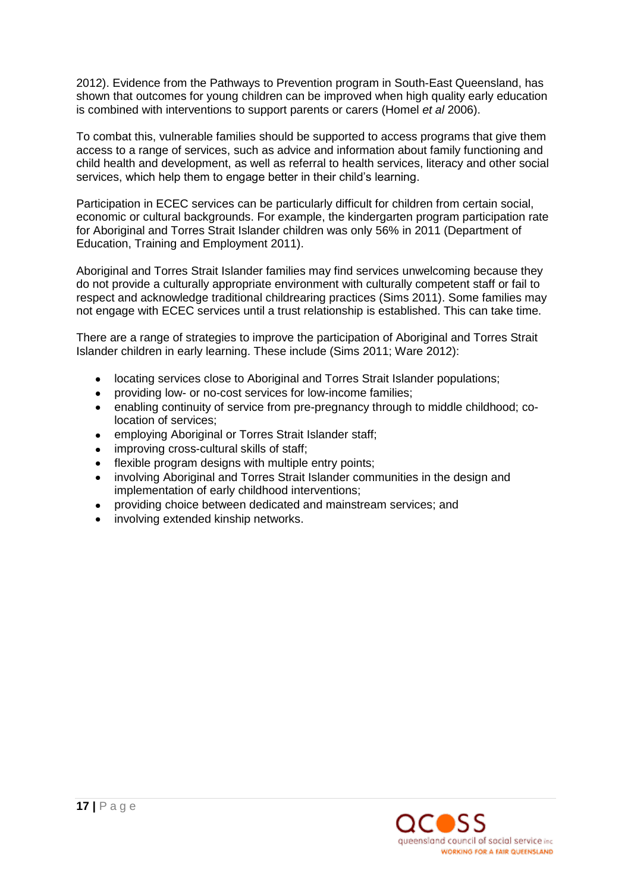2012). Evidence from the Pathways to Prevention program in South-East Queensland, has shown that outcomes for young children can be improved when high quality early education is combined with interventions to support parents or carers (Homel *et al* 2006).

To combat this, vulnerable families should be supported to access programs that give them access to a range of services, such as advice and information about family functioning and child health and development, as well as referral to health services, literacy and other social services, which help them to engage better in their child's learning.

Participation in ECEC services can be particularly difficult for children from certain social, economic or cultural backgrounds. For example, the kindergarten program participation rate for Aboriginal and Torres Strait Islander children was only 56% in 2011 (Department of Education, Training and Employment 2011).

Aboriginal and Torres Strait Islander families may find services unwelcoming because they do not provide a culturally appropriate environment with culturally competent staff or fail to respect and acknowledge traditional childrearing practices (Sims 2011). Some families may not engage with ECEC services until a trust relationship is established. This can take time.

There are a range of strategies to improve the participation of Aboriginal and Torres Strait Islander children in early learning. These include (Sims 2011; Ware 2012):

- locating services close to Aboriginal and Torres Strait Islander populations;
- providing low- or no-cost services for low-income families;
- enabling continuity of service from pre-pregnancy through to middle childhood; co-location of services;
- employing Aboriginal or Torres Strait Islander staff;
- improving cross-cultural skills of staff;
- flexible program designs with multiple entry points;
- involving Aboriginal and Torres Strait Islander communities in the design and implementation of early childhood interventions;
- providing choice between dedicated and mainstream services; and
- involving extended kinship networks.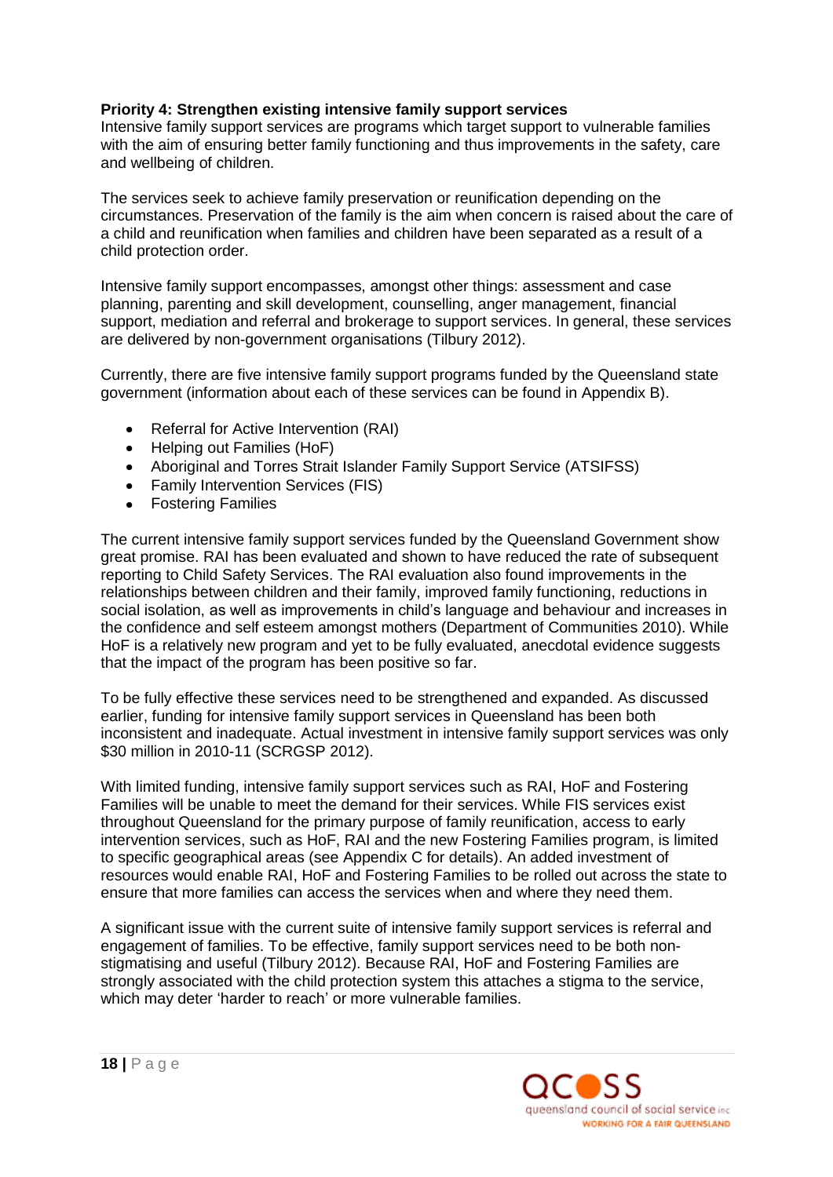**Priority 4: Strengthen existing intensive family support services**

Intensive family support services are programs which target support to vulnerable families with the aim of ensuring better family functioning and thus improvements in the safety, care and wellbeing of children.

The services seek to achieve family preservation or reunification depending on the circumstances. Preservation of the family is the aim when concern is raised about the care of a child and reunification when families and children have been separated as a result of a child protection order.

Intensive family support encompasses, amongst other things: assessment and case planning, parenting and skill development, counselling, anger management, financial support, mediation and referral and brokerage to support services. In general, these services are delivered by non-government organisations (Tilbury 2012).

Currently, there are five intensive family support programs funded by the Queensland state government (information about each of these services can be found in Appendix B).

- Referral for Active Intervention (RAI)
- Helping out Families (HoF)
- Aboriginal and Torres Strait Islander Family Support Service (ATSIFSS)
- Family Intervention Services (FIS)
- Fostering Families

The current intensive family support services funded by the Queensland Government show great promise. RAI has been evaluated and shown to have reduced the rate of subsequent reporting to Child Safety Services. The RAI evaluation also found improvements in the relationships between children and their family, improved family functioning, reductions in social isolation, as well as improvements in child's language and behaviour and increases in the confidence and self esteem amongst mothers (Department of Communities 2010). While HoF is a relatively new program and yet to be fully evaluated, anecdotal evidence suggests that the impact of the program has been positive so far.

To be fully effective these services need to be strengthened and expanded. As discussed earlier, funding for intensive family support services in Queensland has been both inconsistent and inadequate. Actual investment in intensive family support services was only $30 million in 2010-11 (SCRGSP 2012).

With limited funding, intensive family support services such as RAI, HoF and Fostering Families will be unable to meet the demand for their services. While FIS services exist throughout Queensland for the primary purpose of family reunification, access to early intervention services, such as HoF, RAI and the new Fostering Families program, is limited to specific geographical areas (see Appendix C for details). An added investment of resources would enable RAI, HoF and Fostering Families to be rolled out across the state to ensure that more families can access the services when and where they need them.

A significant issue with the current suite of intensive family support services is referral and engagement of families. To be effective, family support services need to be both non-stigmatising and useful (Tilbury 2012). Because RAI, HoF and Fostering Families are strongly associated with the child protection system this attaches a stigma to the service, which may deter 'harder to reach' or more vulnerable families.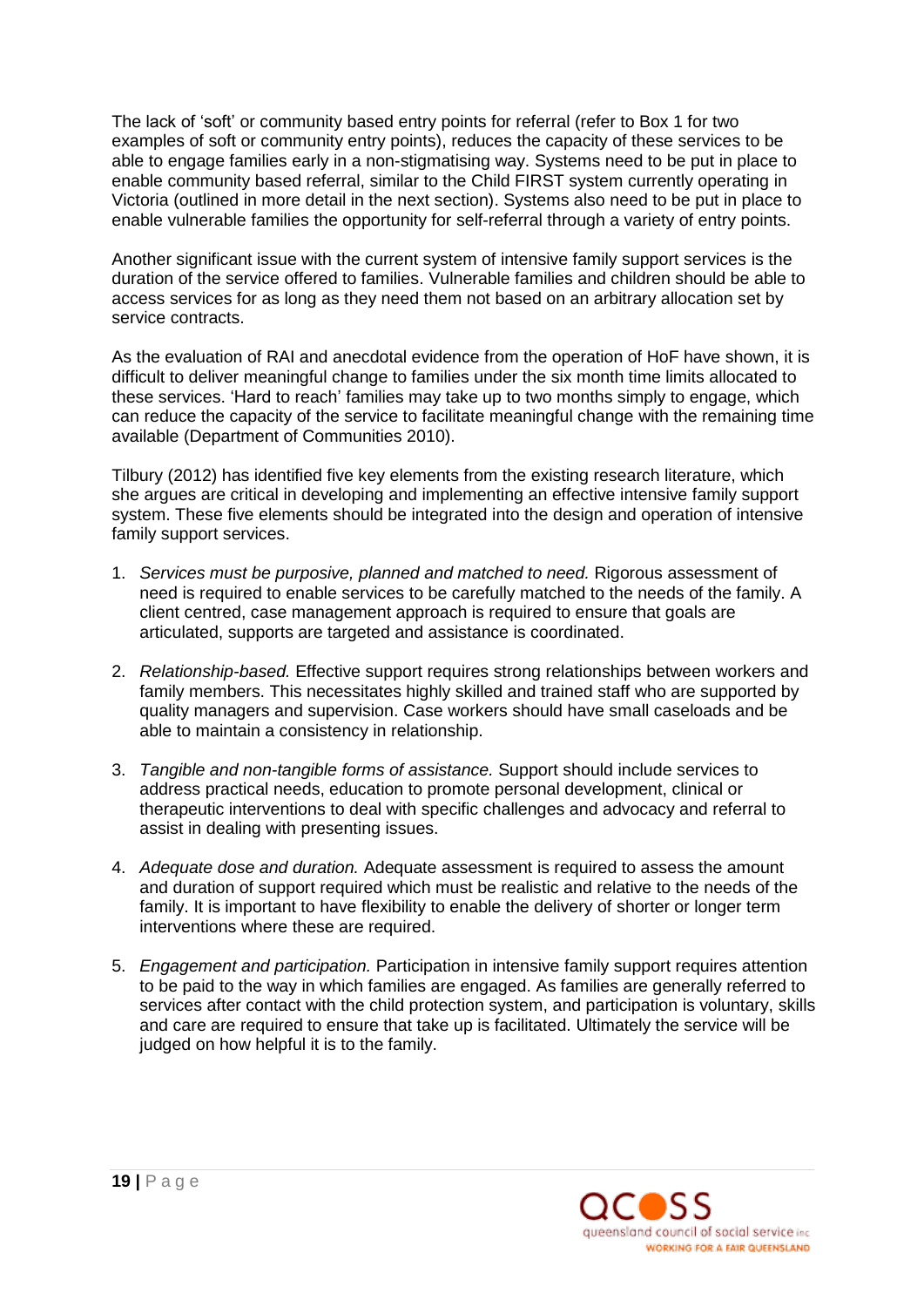The lack of 'soft' or community based entry points for referral (refer to Box 1 for two examples of soft or community entry points), reduces the capacity of these services to be able to engage families early in a non-stigmatising way. Systems need to be put in place to enable community based referral, similar to the Child FIRST system currently operating in Victoria (outlined in more detail in the next section). Systems also need to be put in place to enable vulnerable families the opportunity for self-referral through a variety of entry points.

Another significant issue with the current system of intensive family support services is the duration of the service offered to families. Vulnerable families and children should be able to access services for as long as they need them not based on an arbitrary allocation set by service contracts.

As the evaluation of RAI and anecdotal evidence from the operation of HoF have shown, it is difficult to deliver meaningful change to families under the six month time limits allocated to these services. 'Hard to reach' families may take up to two months simply to engage, which can reduce the capacity of the service to facilitate meaningful change with the remaining time available (Department of Communities 2010).

Tilbury (2012) has identified five key elements from the existing research literature, which she argues are critical in developing and implementing an effective intensive family support system. These five elements should be integrated into the design and operation of intensive family support services.

1. *Services must be purposive, planned and matched to need.* Rigorous assessment of need is required to enable services to be carefully matched to the needs of the family. A client centred, case management approach is required to ensure that goals are articulated, supports are targeted and assistance is coordinated.

2. *Relationship-based.* Effective support requires strong relationships between workers and family members. This necessitates highly skilled and trained staff who are supported by quality managers and supervision. Case workers should have small caseloads and be able to maintain a consistency in relationship.

3. *Tangible and non-tangible forms of assistance.* Support should include services to address practical needs, education to promote personal development, clinical or therapeutic interventions to deal with specific challenges and advocacy and referral to assist in dealing with presenting issues.

4. *Adequate dose and duration.* Adequate assessment is required to assess the amount and duration of support required which must be realistic and relative to the needs of the family. It is important to have flexibility to enable the delivery of shorter or longer term interventions where these are required.

5. *Engagement and participation.* Participation in intensive family support requires attention to be paid to the way in which families are engaged. As families are generally referred to services after contact with the child protection system, and participation is voluntary, skills and care are required to ensure that take up is facilitated. Ultimately the service will be judged on how helpful it is to the family.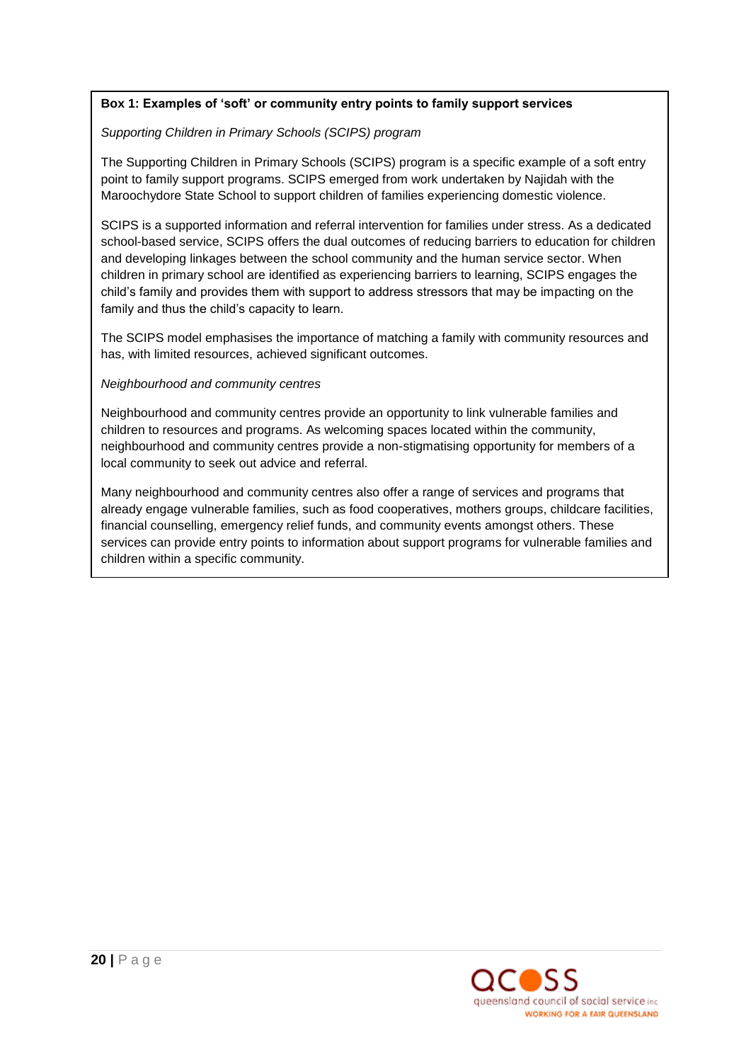**Box 1: Examples of 'soft' or community entry points to family support services**

*Supporting Children in Primary Schools (SCIPS) program*

The Supporting Children in Primary Schools (SCIPS) program is a specific example of a soft entry point to family support programs. SCIPS emerged from work undertaken by Najidah with the Maroochydore State School to support children of families experiencing domestic violence.

SCIPS is a supported information and referral intervention for families under stress. As a dedicated school-based service, SCIPS offers the dual outcomes of reducing barriers to education for children and developing linkages between the school community and the human service sector. When children in primary school are identified as experiencing barriers to learning, SCIPS engages the child's family and provides them with support to address stressors that may be impacting on the family and thus the child's capacity to learn.

The SCIPS model emphasises the importance of matching a family with community resources and has, with limited resources, achieved significant outcomes.

*Neighbourhood and community centres*

Neighbourhood and community centres provide an opportunity to link vulnerable families and children to resources and programs. As welcoming spaces located within the community, neighbourhood and community centres provide a non-stigmatising opportunity for members of a local community to seek out advice and referral.

Many neighbourhood and community centres also offer a range of services and programs that already engage vulnerable families, such as food cooperatives, mothers groups, childcare facilities, financial counselling, emergency relief funds, and community events amongst others. These services can provide entry points to information about support programs for vulnerable families and children within a specific community.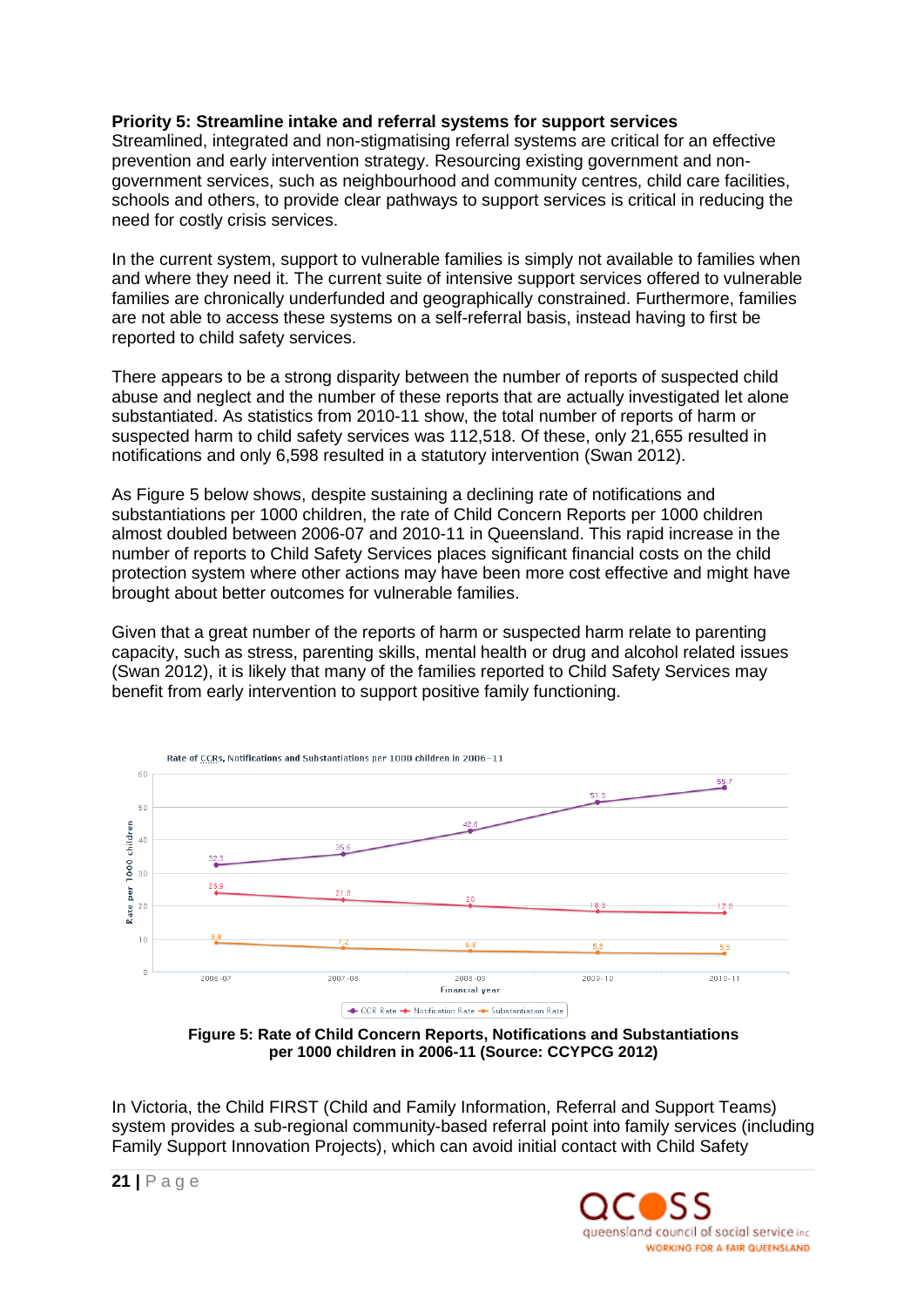**Priority 5: Streamline intake and referral systems for support services**

Streamlined, integrated and non-stigmatising referral systems are critical for an effective prevention and early intervention strategy. Resourcing existing government and non-government services, such as neighbourhood and community centres, child care facilities, schools and others, to provide clear pathways to support services is critical in reducing the need for costly crisis services.

In the current system, support to vulnerable families is simply not available to families when and where they need it. The current suite of intensive support services offered to vulnerable families are chronically underfunded and geographically constrained. Furthermore, families are not able to access these systems on a self-referral basis, instead having to first be reported to child safety services.

There appears to be a strong disparity between the number of reports of suspected child abuse and neglect and the number of these reports that are actually investigated let alone substantiated. As statistics from 2010-11 show, the total number of reports of harm or suspected harm to child safety services was 112,518. Of these, only 21,655 resulted in notifications and only 6,598 resulted in a statutory intervention (Swan 2012).

As Figure 5 below shows, despite sustaining a declining rate of notifications and substantiations per 1000 children, the rate of Child Concern Reports per 1000 children almost doubled between 2006-07 and 2010-11 in Queensland. This rapid increase in the number of reports to Child Safety Services places significant financial costs on the child protection system where other actions may have been more cost effective and might have brought about better outcomes for vulnerable families.

Given that a great number of the reports of harm or suspected harm relate to parenting capacity, such as stress, parenting skills, mental health or drug and alcohol related issues (Swan 2012), it is likely that many of the families reported to Child Safety Services may benefit from early intervention to support positive family functioning.

Rate of CCRs, Notifications and Substantiations per 1000 children in 2006–11

| Financial year | CCR Rate | Notification Rate | Substantiation Rate |
|---|---|---|---|
| 2006-07 | 32.3 | 23.9 | 8.8 |
| 2007-08 | 35.6 | 21.8 | 7.2 |
| 2008-09 | 42.6 | 20 | 6.3 |
| 2009-10 | 51.3 | 18.3 | 5.8 |
| 2010-11 | 55.7 | 17.8 | 5.5 |

**Figure 5: Rate of Child Concern Reports, Notifications and Substantiations per 1000 children in 2006-11 (Source: CCYPCG 2012)**

In Victoria, the Child FIRST (Child and Family Information, Referral and Support Teams) system provides a sub-regional community-based referral point into family services (including Family Support Innovation Projects), which can avoid initial contact with Child Safety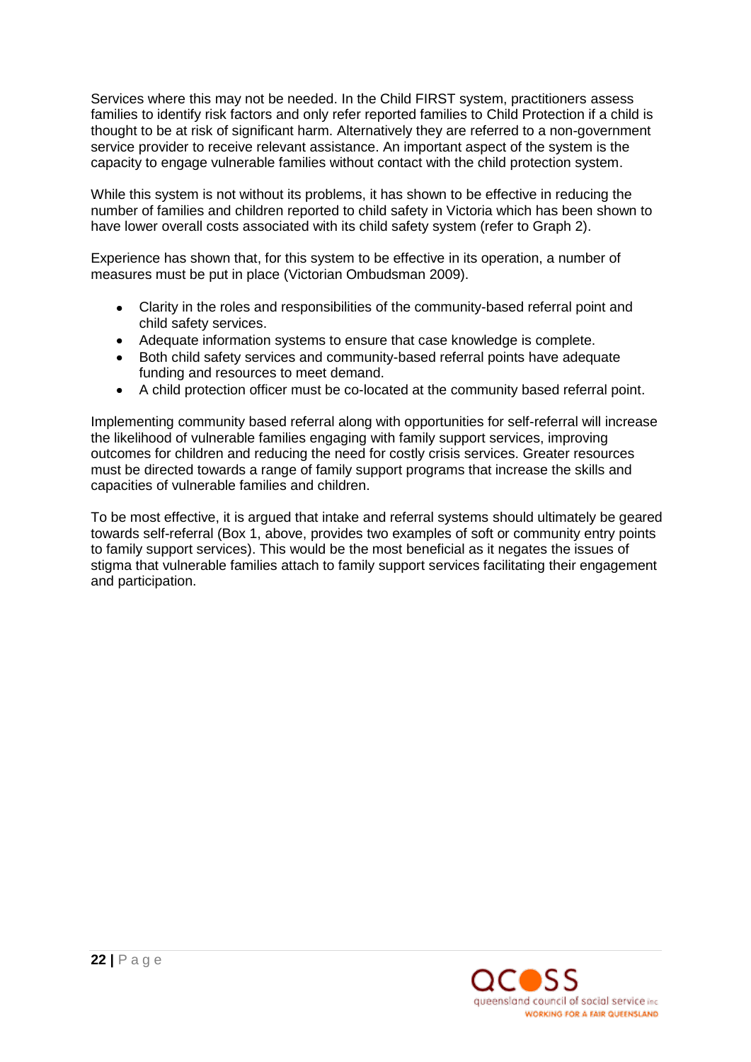Services where this may not be needed. In the Child FIRST system, practitioners assess families to identify risk factors and only refer reported families to Child Protection if a child is thought to be at risk of significant harm. Alternatively they are referred to a non-government service provider to receive relevant assistance. An important aspect of the system is the capacity to engage vulnerable families without contact with the child protection system.

While this system is not without its problems, it has shown to be effective in reducing the number of families and children reported to child safety in Victoria which has been shown to have lower overall costs associated with its child safety system (refer to Graph 2).

Experience has shown that, for this system to be effective in its operation, a number of measures must be put in place (Victorian Ombudsman 2009).

- Clarity in the roles and responsibilities of the community-based referral point and child safety services.
- Adequate information systems to ensure that case knowledge is complete.
- Both child safety services and community-based referral points have adequate funding and resources to meet demand.
- A child protection officer must be co-located at the community based referral point.

Implementing community based referral along with opportunities for self-referral will increase the likelihood of vulnerable families engaging with family support services, improving outcomes for children and reducing the need for costly crisis services. Greater resources must be directed towards a range of family support programs that increase the skills and capacities of vulnerable families and children.

To be most effective, it is argued that intake and referral systems should ultimately be geared towards self-referral (Box 1, above, provides two examples of soft or community entry points to family support services). This would be the most beneficial as it negates the issues of stigma that vulnerable families attach to family support services facilitating their engagement and participation.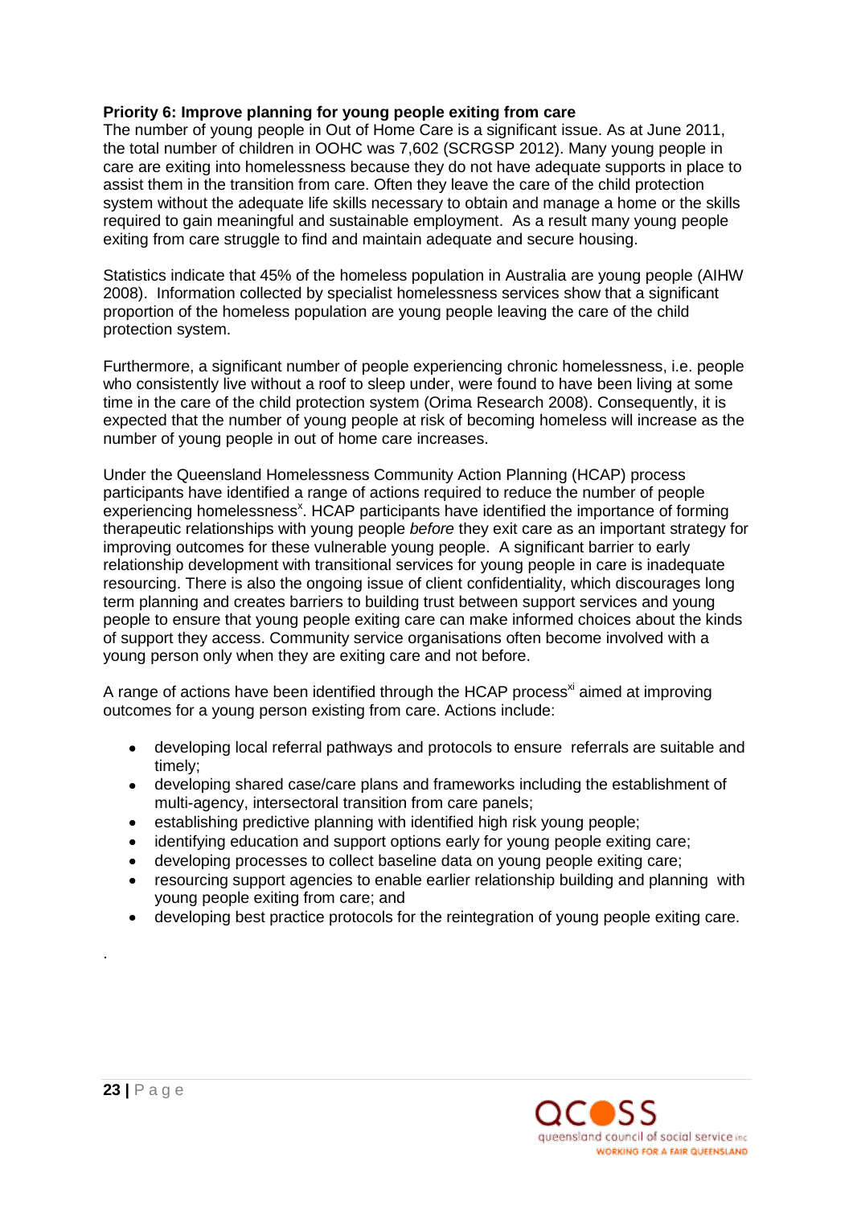**Priority 6: Improve planning for young people exiting from care**

The number of young people in Out of Home Care is a significant issue. As at June 2011, the total number of children in OOHC was 7,602 (SCRGSP 2012). Many young people in care are exiting into homelessness because they do not have adequate supports in place to assist them in the transition from care. Often they leave the care of the child protection system without the adequate life skills necessary to obtain and manage a home or the skills required to gain meaningful and sustainable employment. As a result many young people exiting from care struggle to find and maintain adequate and secure housing.

Statistics indicate that 45% of the homeless population in Australia are young people (AIHW 2008). Information collected by specialist homelessness services show that a significant proportion of the homeless population are young people leaving the care of the child protection system.

Furthermore, a significant number of people experiencing chronic homelessness, i.e. people who consistently live without a roof to sleep under, were found to have been living at some time in the care of the child protection system (Orima Research 2008). Consequently, it is expected that the number of young people at risk of becoming homeless will increase as the number of young people in out of home care increases.

Under the Queensland Homelessness Community Action Planning (HCAP) process participants have identified a range of actions required to reduce the number of people experiencing homelessness[x]. HCAP participants have identified the importance of forming therapeutic relationships with young people *before* they exit care as an important strategy for improving outcomes for these vulnerable young people. A significant barrier to early relationship development with transitional services for young people in care is inadequate resourcing. There is also the ongoing issue of client confidentiality, which discourages long term planning and creates barriers to building trust between support services and young people to ensure that young people exiting care can make informed choices about the kinds of support they access. Community service organisations often become involved with a young person only when they are exiting care and not before.

A range of actions have been identified through the HCAP process[xi] aimed at improving outcomes for a young person existing from care. Actions include:

- developing local referral pathways and protocols to ensure referrals are suitable and timely;
- developing shared case/care plans and frameworks including the establishment of multi-agency, intersectoral transition from care panels;
- establishing predictive planning with identified high risk young people;
- identifying education and support options early for young people exiting care;
- developing processes to collect baseline data on young people exiting care;
- resourcing support agencies to enable earlier relationship building and planning with young people exiting from care; and
- developing best practice protocols for the reintegration of young people exiting care.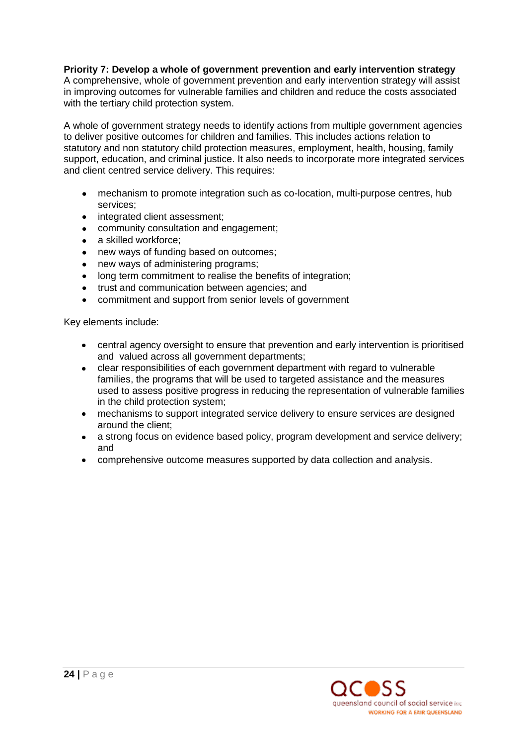**Priority 7: Develop a whole of government prevention and early intervention strategy**
A comprehensive, whole of government prevention and early intervention strategy will assist in improving outcomes for vulnerable families and children and reduce the costs associated with the tertiary child protection system.

A whole of government strategy needs to identify actions from multiple government agencies to deliver positive outcomes for children and families. This includes actions relation to statutory and non statutory child protection measures, employment, health, housing, family support, education, and criminal justice. It also needs to incorporate more integrated services and client centred service delivery. This requires:

- mechanism to promote integration such as co-location, multi-purpose centres, hub services;
- integrated client assessment;
- community consultation and engagement;
- a skilled workforce;
- new ways of funding based on outcomes;
- new ways of administering programs;
- long term commitment to realise the benefits of integration;
- trust and communication between agencies; and
- commitment and support from senior levels of government

Key elements include:

- central agency oversight to ensure that prevention and early intervention is prioritised and valued across all government departments;
- clear responsibilities of each government department with regard to vulnerable families, the programs that will be used to targeted assistance and the measures used to assess positive progress in reducing the representation of vulnerable families in the child protection system;
- mechanisms to support integrated service delivery to ensure services are designed around the client;
- a strong focus on evidence based policy, program development and service delivery; and
- comprehensive outcome measures supported by data collection and analysis.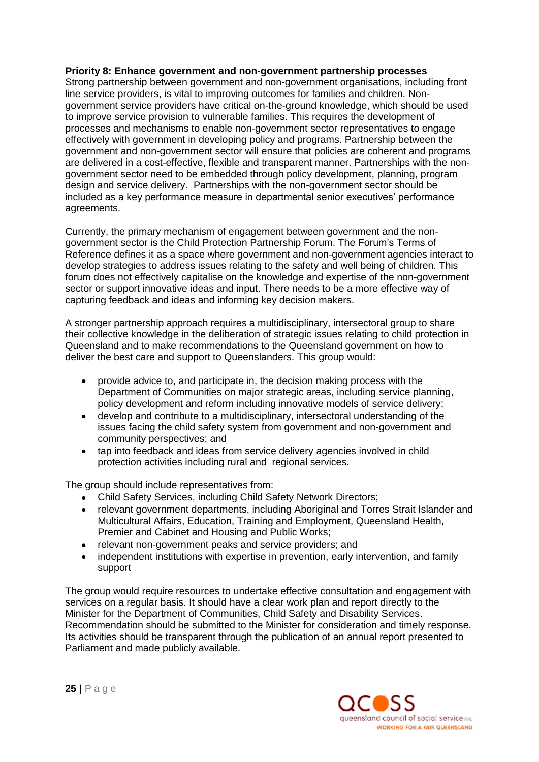**Priority 8: Enhance government and non-government partnership processes**

Strong partnership between government and non-government organisations, including front line service providers, is vital to improving outcomes for families and children. Non-government service providers have critical on-the-ground knowledge, which should be used to improve service provision to vulnerable families. This requires the development of processes and mechanisms to enable non-government sector representatives to engage effectively with government in developing policy and programs. Partnership between the government and non-government sector will ensure that policies are coherent and programs are delivered in a cost-effective, flexible and transparent manner. Partnerships with the non-government sector need to be embedded through policy development, planning, program design and service delivery. Partnerships with the non-government sector should be included as a key performance measure in departmental senior executives' performance agreements.

Currently, the primary mechanism of engagement between government and the non-government sector is the Child Protection Partnership Forum. The Forum's Terms of Reference defines it as a space where government and non-government agencies interact to develop strategies to address issues relating to the safety and well being of children. This forum does not effectively capitalise on the knowledge and expertise of the non-government sector or support innovative ideas and input. There needs to be a more effective way of capturing feedback and ideas and informing key decision makers.

A stronger partnership approach requires a multidisciplinary, intersectoral group to share their collective knowledge in the deliberation of strategic issues relating to child protection in Queensland and to make recommendations to the Queensland government on how to deliver the best care and support to Queenslanders. This group would:

- provide advice to, and participate in, the decision making process with the Department of Communities on major strategic areas, including service planning, policy development and reform including innovative models of service delivery;
- develop and contribute to a multidisciplinary, intersectoral understanding of the issues facing the child safety system from government and non-government and community perspectives; and
- tap into feedback and ideas from service delivery agencies involved in child protection activities including rural and regional services.

The group should include representatives from:

- Child Safety Services, including Child Safety Network Directors;
- relevant government departments, including Aboriginal and Torres Strait Islander and Multicultural Affairs, Education, Training and Employment, Queensland Health, Premier and Cabinet and Housing and Public Works;
- relevant non-government peaks and service providers; and
- independent institutions with expertise in prevention, early intervention, and family support

The group would require resources to undertake effective consultation and engagement with services on a regular basis. It should have a clear work plan and report directly to the Minister for the Department of Communities, Child Safety and Disability Services. Recommendation should be submitted to the Minister for consideration and timely response. Its activities should be transparent through the publication of an annual report presented to Parliament and made publicly available.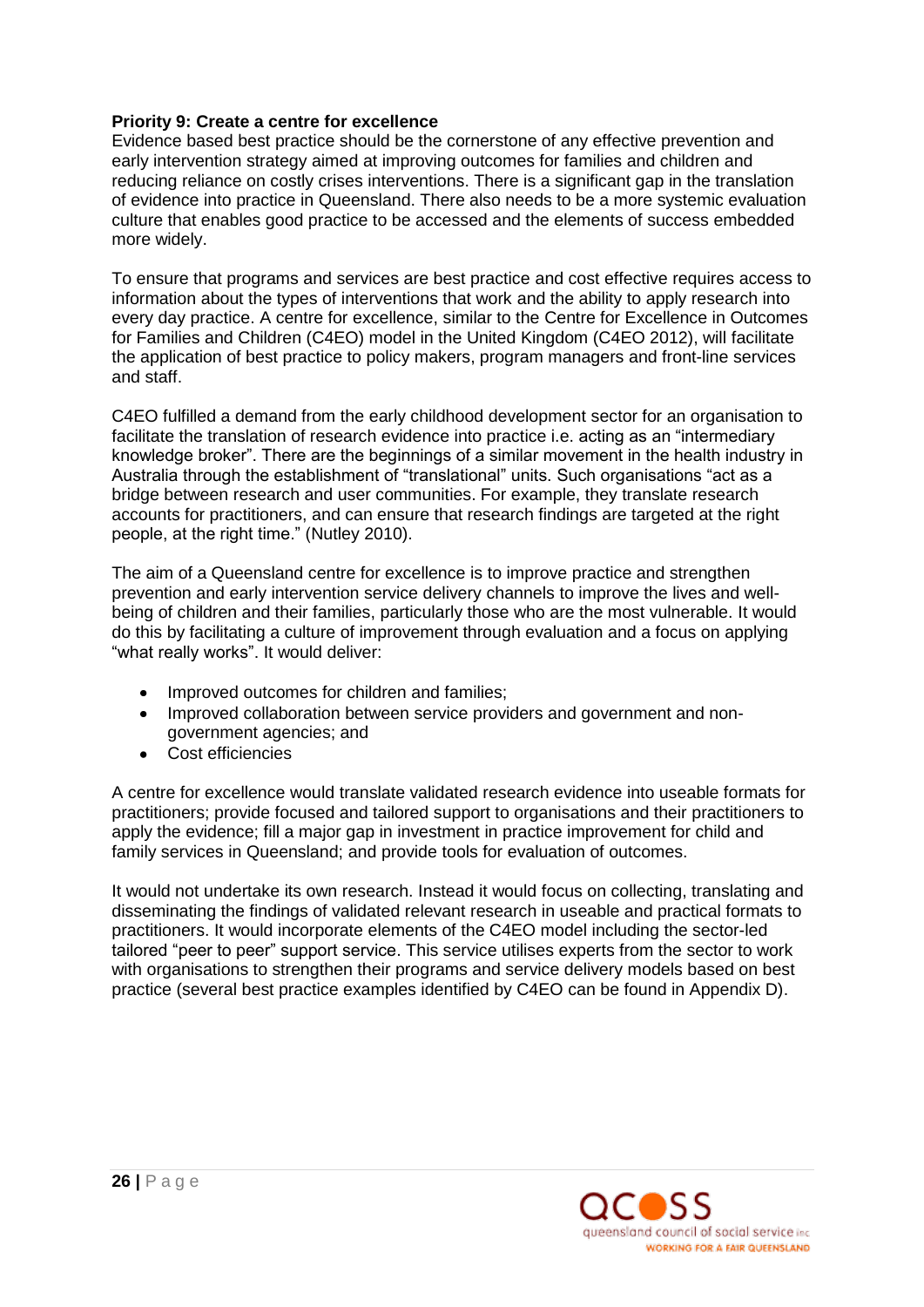**Priority 9: Create a centre for excellence**

Evidence based best practice should be the cornerstone of any effective prevention and early intervention strategy aimed at improving outcomes for families and children and reducing reliance on costly crises interventions. There is a significant gap in the translation of evidence into practice in Queensland. There also needs to be a more systemic evaluation culture that enables good practice to be accessed and the elements of success embedded more widely.

To ensure that programs and services are best practice and cost effective requires access to information about the types of interventions that work and the ability to apply research into every day practice. A centre for excellence, similar to the Centre for Excellence in Outcomes for Families and Children (C4EO) model in the United Kingdom (C4EO 2012), will facilitate the application of best practice to policy makers, program managers and front-line services and staff.

C4EO fulfilled a demand from the early childhood development sector for an organisation to facilitate the translation of research evidence into practice i.e. acting as an "intermediary knowledge broker". There are the beginnings of a similar movement in the health industry in Australia through the establishment of "translational" units. Such organisations "act as a bridge between research and user communities. For example, they translate research accounts for practitioners, and can ensure that research findings are targeted at the right people, at the right time." (Nutley 2010).

The aim of a Queensland centre for excellence is to improve practice and strengthen prevention and early intervention service delivery channels to improve the lives and well-being of children and their families, particularly those who are the most vulnerable. It would do this by facilitating a culture of improvement through evaluation and a focus on applying "what really works". It would deliver:

- Improved outcomes for children and families;
- Improved collaboration between service providers and government and non-government agencies; and
- Cost efficiencies

A centre for excellence would translate validated research evidence into useable formats for practitioners; provide focused and tailored support to organisations and their practitioners to apply the evidence; fill a major gap in investment in practice improvement for child and family services in Queensland; and provide tools for evaluation of outcomes.

It would not undertake its own research. Instead it would focus on collecting, translating and disseminating the findings of validated relevant research in useable and practical formats to practitioners. It would incorporate elements of the C4EO model including the sector-led tailored "peer to peer" support service. This service utilises experts from the sector to work with organisations to strengthen their programs and service delivery models based on best practice (several best practice examples identified by C4EO can be found in Appendix D).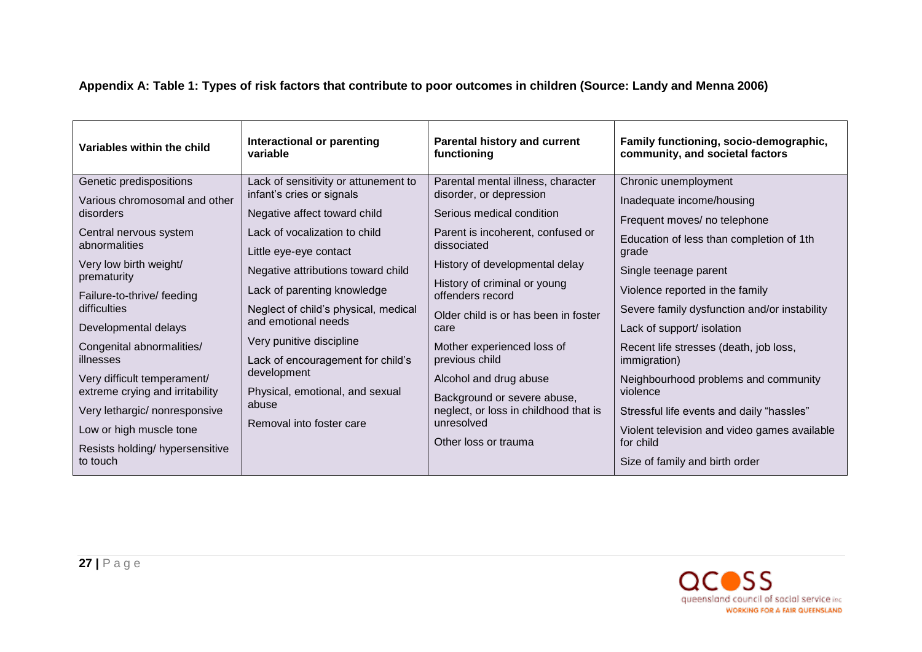**Appendix A: Table 1: Types of risk factors that contribute to poor outcomes in children (Source: Landy and Menna 2006)**

| Variables within the child | Interactional or parenting variable | Parental history and current functioning | Family functioning, socio-demographic, community, and societal factors |
|---|---|---|---|
| Genetic predispositions | Lack of sensitivity or attunement to infant's cries or signals | Parental mental illness, character disorder, or depression | Chronic unemployment |
| Various chromosomal and other disorders | Negative affect toward child | Serious medical condition | Inadequate income/housing |
| Central nervous system abnormalities | Lack of vocalization to child | Parent is incoherent, confused or dissociated | Frequent moves/ no telephone |
| Very low birth weight/ prematurity | Little eye-eye contact | History of developmental delay | Education of less than completion of 1th grade |
| Failure-to-thrive/ feeding difficulties | Negative attributions toward child | History of criminal or young offenders record | Single teenage parent |
| Developmental delays | Lack of parenting knowledge | Older child is or has been in foster care | Violence reported in the family |
| Congenital abnormalities/ illnesses | Neglect of child's physical, medical and emotional needs | Mother experienced loss of previous child | Severe family dysfunction and/or instability |
| Very difficult temperament/ extreme crying and irritability | Very punitive discipline | Alcohol and drug abuse | Lack of support/ isolation |
| Very lethargic/ nonresponsive | Lack of encouragement for child's development | Background or severe abuse, neglect, or loss in childhood that is unresolved | Recent life stresses (death, job loss, immigration) |
| Low or high muscle tone | Physical, emotional, and sexual abuse | Other loss or trauma | Neighbourhood problems and community violence |
| Resists holding/ hypersensitive to touch | Removal into foster care | | Stressful life events and daily "hassles" |
| | | | Violent television and video games available for child |
| | | | Size of family and birth order |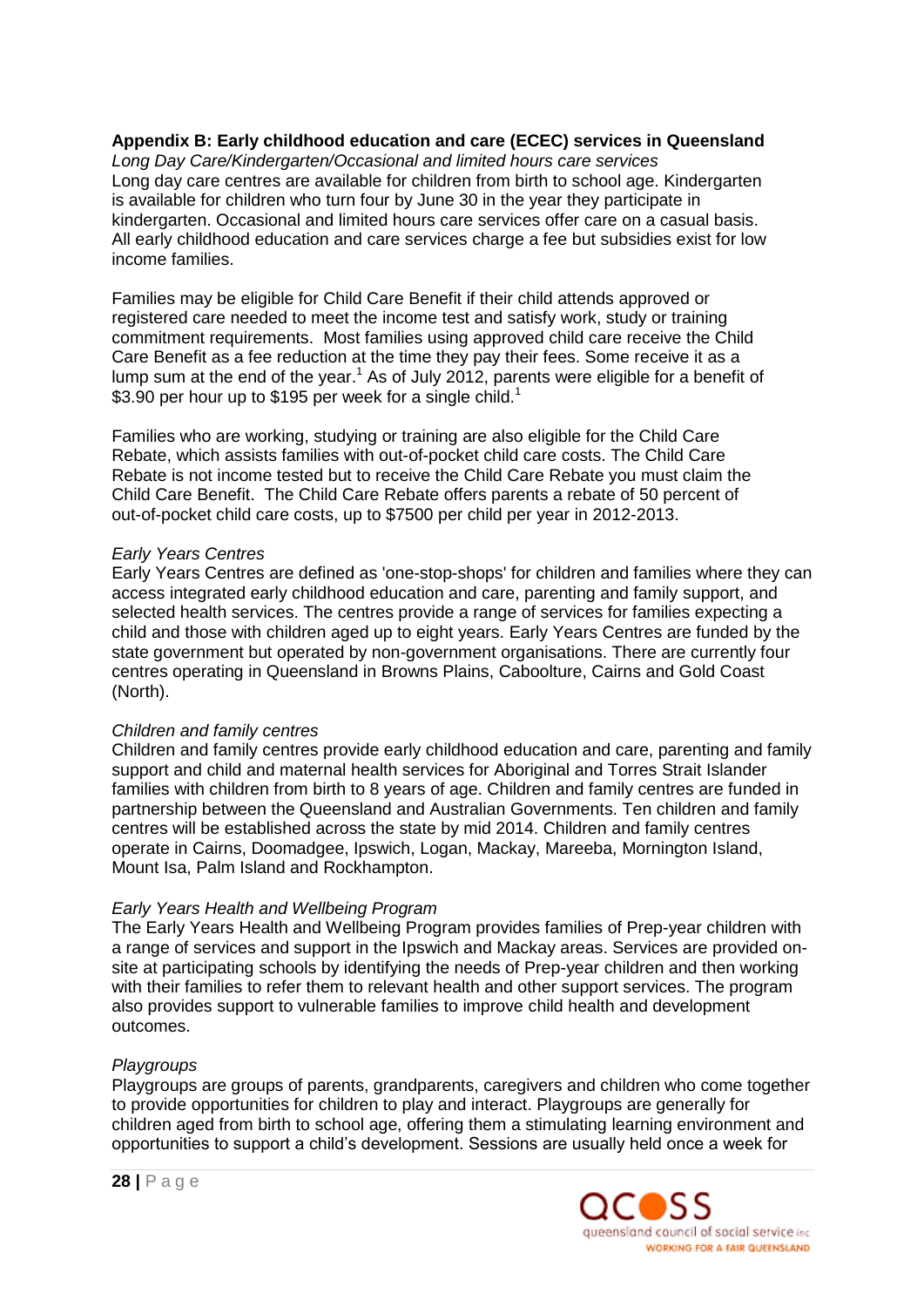## Appendix B: Early childhood education and care (ECEC) services in Queensland

*Long Day Care/Kindergarten/Occasional and limited hours care services*

Long day care centres are available for children from birth to school age. Kindergarten is available for children who turn four by June 30 in the year they participate in kindergarten. Occasional and limited hours care services offer care on a casual basis. All early childhood education and care services charge a fee but subsidies exist for low income families.

Families may be eligible for Child Care Benefit if their child attends approved or registered care needed to meet the income test and satisfy work, study or training commitment requirements. Most families using approved child care receive the Child Care Benefit as a fee reduction at the time they pay their fees. Some receive it as a lump sum at the end of the year.[1] As of July 2012, parents were eligible for a benefit of $3.90 per hour up to $195 per week for a single child.[1]

Families who are working, studying or training are also eligible for the Child Care Rebate, which assists families with out-of-pocket child care costs. The Child Care Rebate is not income tested but to receive the Child Care Rebate you must claim the Child Care Benefit. The Child Care Rebate offers parents a rebate of 50 percent of out-of-pocket child care costs, up to $7500 per child per year in 2012-2013.

*Early Years Centres*

Early Years Centres are defined as 'one-stop-shops' for children and families where they can access integrated early childhood education and care, parenting and family support, and selected health services. The centres provide a range of services for families expecting a child and those with children aged up to eight years. Early Years Centres are funded by the state government but operated by non-government organisations. There are currently four centres operating in Queensland in Browns Plains, Caboolture, Cairns and Gold Coast (North).

*Children and family centres*

Children and family centres provide early childhood education and care, parenting and family support and child and maternal health services for Aboriginal and Torres Strait Islander families with children from birth to 8 years of age. Children and family centres are funded in partnership between the Queensland and Australian Governments. Ten children and family centres will be established across the state by mid 2014. Children and family centres operate in Cairns, Doomadgee, Ipswich, Logan, Mackay, Mareeba, Mornington Island, Mount Isa, Palm Island and Rockhampton.

*Early Years Health and Wellbeing Program*

The Early Years Health and Wellbeing Program provides families of Prep-year children with a range of services and support in the Ipswich and Mackay areas. Services are provided on-site at participating schools by identifying the needs of Prep-year children and then working with their families to refer them to relevant health and other support services. The program also provides support to vulnerable families to improve child health and development outcomes.

*Playgroups*

Playgroups are groups of parents, grandparents, caregivers and children who come together to provide opportunities for children to play and interact. Playgroups are generally for children aged from birth to school age, offering them a stimulating learning environment and opportunities to support a child's development. Sessions are usually held once a week for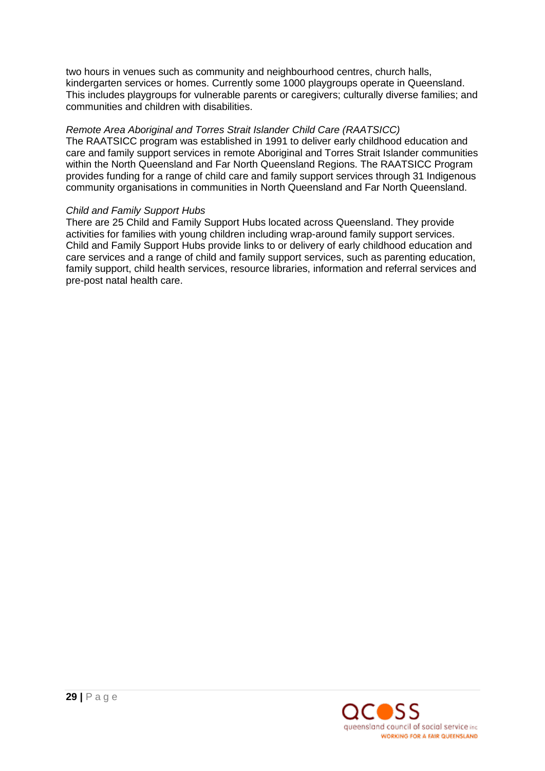two hours in venues such as community and neighbourhood centres, church halls, kindergarten services or homes. Currently some 1000 playgroups operate in Queensland. This includes playgroups for vulnerable parents or caregivers; culturally diverse families; and communities and children with disabilities.

*Remote Area Aboriginal and Torres Strait Islander Child Care (RAATSICC)*
The RAATSICC program was established in 1991 to deliver early childhood education and care and family support services in remote Aboriginal and Torres Strait Islander communities within the North Queensland and Far North Queensland Regions. The RAATSICC Program provides funding for a range of child care and family support services through 31 Indigenous community organisations in communities in North Queensland and Far North Queensland.

*Child and Family Support Hubs*
There are 25 Child and Family Support Hubs located across Queensland. They provide activities for families with young children including wrap-around family support services. Child and Family Support Hubs provide links to or delivery of early childhood education and care services and a range of child and family support services, such as parenting education, family support, child health services, resource libraries, information and referral services and pre-post natal health care.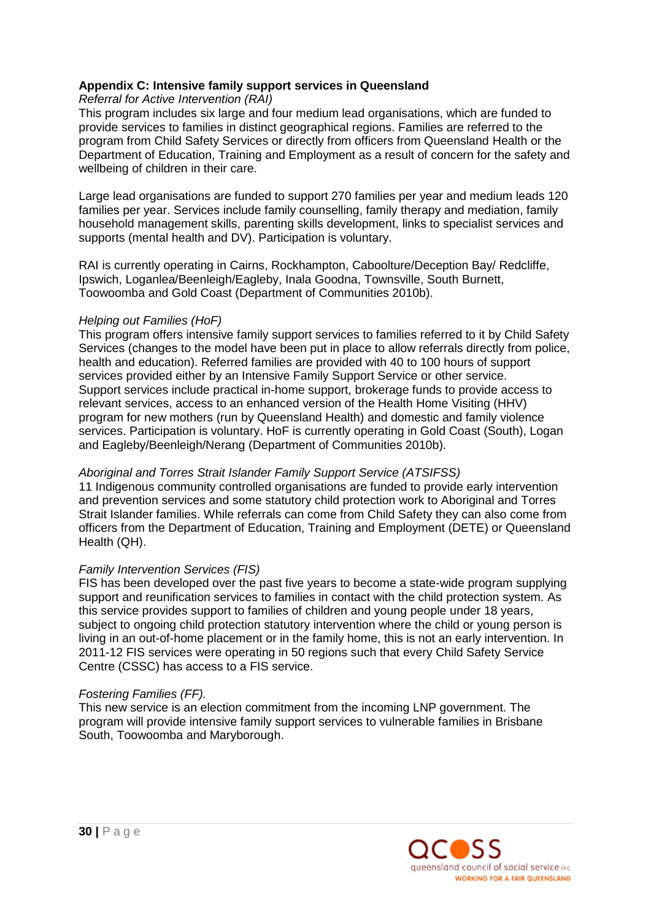## Appendix C: Intensive family support services in Queensland

*Referral for Active Intervention (RAI)*

This program includes six large and four medium lead organisations, which are funded to provide services to families in distinct geographical regions. Families are referred to the program from Child Safety Services or directly from officers from Queensland Health or the Department of Education, Training and Employment as a result of concern for the safety and wellbeing of children in their care.

Large lead organisations are funded to support 270 families per year and medium leads 120 families per year. Services include family counselling, family therapy and mediation, family household management skills, parenting skills development, links to specialist services and supports (mental health and DV). Participation is voluntary.

RAI is currently operating in Cairns, Rockhampton, Caboolture/Deception Bay/ Redcliffe, Ipswich, Loganlea/Beenleigh/Eagleby, Inala Goodna, Townsville, South Burnett, Toowoomba and Gold Coast (Department of Communities 2010b).

*Helping out Families (HoF)*

This program offers intensive family support services to families referred to it by Child Safety Services (changes to the model have been put in place to allow referrals directly from police, health and education). Referred families are provided with 40 to 100 hours of support services provided either by an Intensive Family Support Service or other service. Support services include practical in-home support, brokerage funds to provide access to relevant services, access to an enhanced version of the Health Home Visiting (HHV) program for new mothers (run by Queensland Health) and domestic and family violence services. Participation is voluntary. HoF is currently operating in Gold Coast (South), Logan and Eagleby/Beenleigh/Nerang (Department of Communities 2010b).

*Aboriginal and Torres Strait Islander Family Support Service (ATSIFSS)*

11 Indigenous community controlled organisations are funded to provide early intervention and prevention services and some statutory child protection work to Aboriginal and Torres Strait Islander families. While referrals can come from Child Safety they can also come from officers from the Department of Education, Training and Employment (DETE) or Queensland Health (QH).

*Family Intervention Services (FIS)*

FIS has been developed over the past five years to become a state-wide program supplying support and reunification services to families in contact with the child protection system. As this service provides support to families of children and young people under 18 years, subject to ongoing child protection statutory intervention where the child or young person is living in an out-of-home placement or in the family home, this is not an early intervention. In 2011-12 FIS services were operating in 50 regions such that every Child Safety Service Centre (CSSC) has access to a FIS service.

*Fostering Families (FF).*

This new service is an election commitment from the incoming LNP government. The program will provide intensive family support services to vulnerable families in Brisbane South, Toowoomba and Maryborough.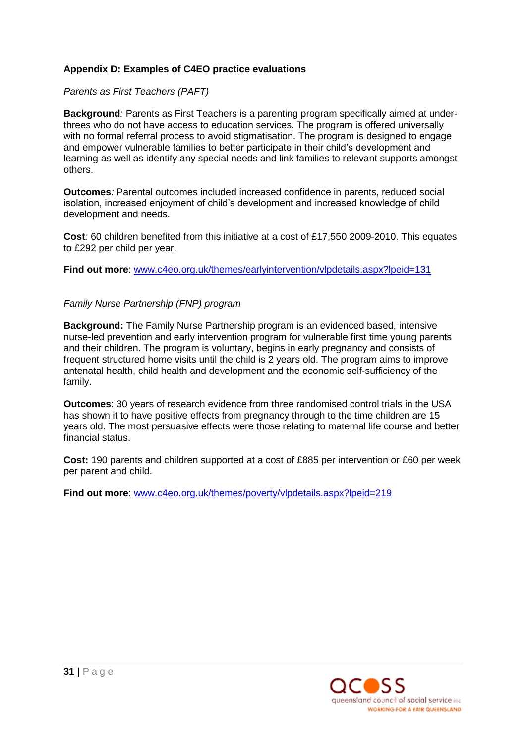**Appendix D: Examples of C4EO practice evaluations**

*Parents as First Teachers (PAFT)*

**Background***:* Parents as First Teachers is a parenting program specifically aimed at under-threes who do not have access to education services. The program is offered universally with no formal referral process to avoid stigmatisation. The program is designed to engage and empower vulnerable families to better participate in their child's development and learning as well as identify any special needs and link families to relevant supports amongst others.

**Outcomes***:* Parental outcomes included increased confidence in parents, reduced social isolation, increased enjoyment of child's development and increased knowledge of child development and needs.

**Cost***:* 60 children benefited from this initiative at a cost of £17,550 2009-2010. This equates to £292 per child per year.

**Find out more**: [www.c4eo.org.uk/themes/earlyintervention/vlpdetails.aspx?lpeid=131](http://www.c4eo.org.uk/themes/earlyintervention/vlpdetails.aspx?lpeid=131)

*Family Nurse Partnership (FNP) program*

**Background:** The Family Nurse Partnership program is an evidenced based, intensive nurse-led prevention and early intervention program for vulnerable first time young parents and their children. The program is voluntary, begins in early pregnancy and consists of frequent structured home visits until the child is 2 years old. The program aims to improve antenatal health, child health and development and the economic self-sufficiency of the family.

**Outcomes**: 30 years of research evidence from three randomised control trials in the USA has shown it to have positive effects from pregnancy through to the time children are 15 years old. The most persuasive effects were those relating to maternal life course and better financial status.

**Cost:** 190 parents and children supported at a cost of £885 per intervention or £60 per week per parent and child.

**Find out more**: [www.c4eo.org.uk/themes/poverty/vlpdetails.aspx?lpeid=219](http://www.c4eo.org.uk/themes/poverty/vlpdetails.aspx?lpeid=219)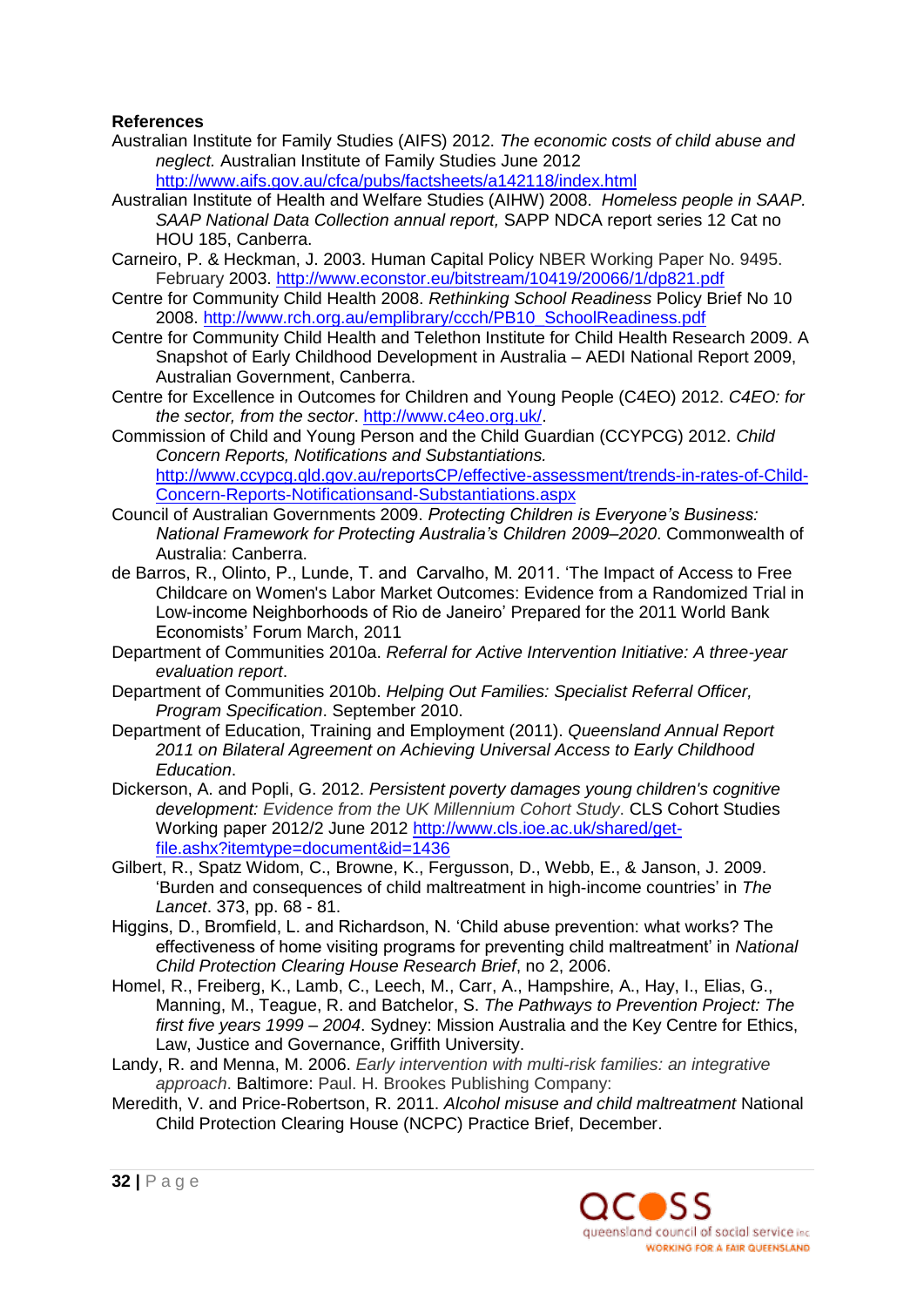**References**

Australian Institute for Family Studies (AIFS) 2012. *The economic costs of child abuse and neglect.* Australian Institute of Family Studies June 2012 http://www.aifs.gov.au/cfca/pubs/factsheets/a142118/index.html

Australian Institute of Health and Welfare Studies (AIHW) 2008. *Homeless people in SAAP. SAAP National Data Collection annual report,* SAPP NDCA report series 12 Cat no HOU 185, Canberra.

Carneiro, P. & Heckman, J. 2003. Human Capital Policy NBER Working Paper No. 9495. February 2003. http://www.econstor.eu/bitstream/10419/20066/1/dp821.pdf

Centre for Community Child Health 2008. *Rethinking School Readiness* Policy Brief No 10 2008. http://www.rch.org.au/emplibrary/ccch/PB10_SchoolReadiness.pdf

Centre for Community Child Health and Telethon Institute for Child Health Research 2009. A Snapshot of Early Childhood Development in Australia – AEDI National Report 2009, Australian Government, Canberra.

Centre for Excellence in Outcomes for Children and Young People (C4EO) 2012. *C4EO: for the sector, from the sector*. http://www.c4eo.org.uk/.

Commission of Child and Young Person and the Child Guardian (CCYPCG) 2012. *Child Concern Reports, Notifications and Substantiations.* http://www.ccypcg.qld.gov.au/reportsCP/effective-assessment/trends-in-rates-of-Child-Concern-Reports-Notificationsand-Substantiations.aspx

Council of Australian Governments 2009. *Protecting Children is Everyone's Business: National Framework for Protecting Australia's Children 2009–2020*. Commonwealth of Australia: Canberra.

de Barros, R., Olinto, P., Lunde, T. and Carvalho, M. 2011. 'The Impact of Access to Free Childcare on Women's Labor Market Outcomes: Evidence from a Randomized Trial in Low-income Neighborhoods of Rio de Janeiro' Prepared for the 2011 World Bank Economists' Forum March, 2011

Department of Communities 2010a. *Referral for Active Intervention Initiative: A three-year evaluation report*.

Department of Communities 2010b. *Helping Out Families: Specialist Referral Officer, Program Specification*. September 2010.

Department of Education, Training and Employment (2011). *Queensland Annual Report 2011 on Bilateral Agreement on Achieving Universal Access to Early Childhood Education*.

Dickerson, A. and Popli, G. 2012. *Persistent poverty damages young children's cognitive development: Evidence from the UK Millennium Cohort Study*. CLS Cohort Studies Working paper 2012/2 June 2012 http://www.cls.ioe.ac.uk/shared/get-file.ashx?itemtype=document&id=1436

Gilbert, R., Spatz Widom, C., Browne, K., Fergusson, D., Webb, E., & Janson, J. 2009. 'Burden and consequences of child maltreatment in high-income countries' in *The Lancet*. 373, pp. 68 - 81.

Higgins, D., Bromfield, L. and Richardson, N. 'Child abuse prevention: what works? The effectiveness of home visiting programs for preventing child maltreatment' in *National Child Protection Clearing House Research Brief*, no 2, 2006.

Homel, R., Freiberg, K., Lamb, C., Leech, M., Carr, A., Hampshire, A., Hay, I., Elias, G., Manning, M., Teague, R. and Batchelor, S. *The Pathways to Prevention Project: The first five years 1999 – 2004*. Sydney: Mission Australia and the Key Centre for Ethics, Law, Justice and Governance, Griffith University.

Landy, R. and Menna, M. 2006. *Early intervention with multi-risk families: an integrative approach*. Baltimore: Paul. H. Brookes Publishing Company:

Meredith, V. and Price-Robertson, R. 2011. *Alcohol misuse and child maltreatment* National Child Protection Clearing House (NCPC) Practice Brief, December.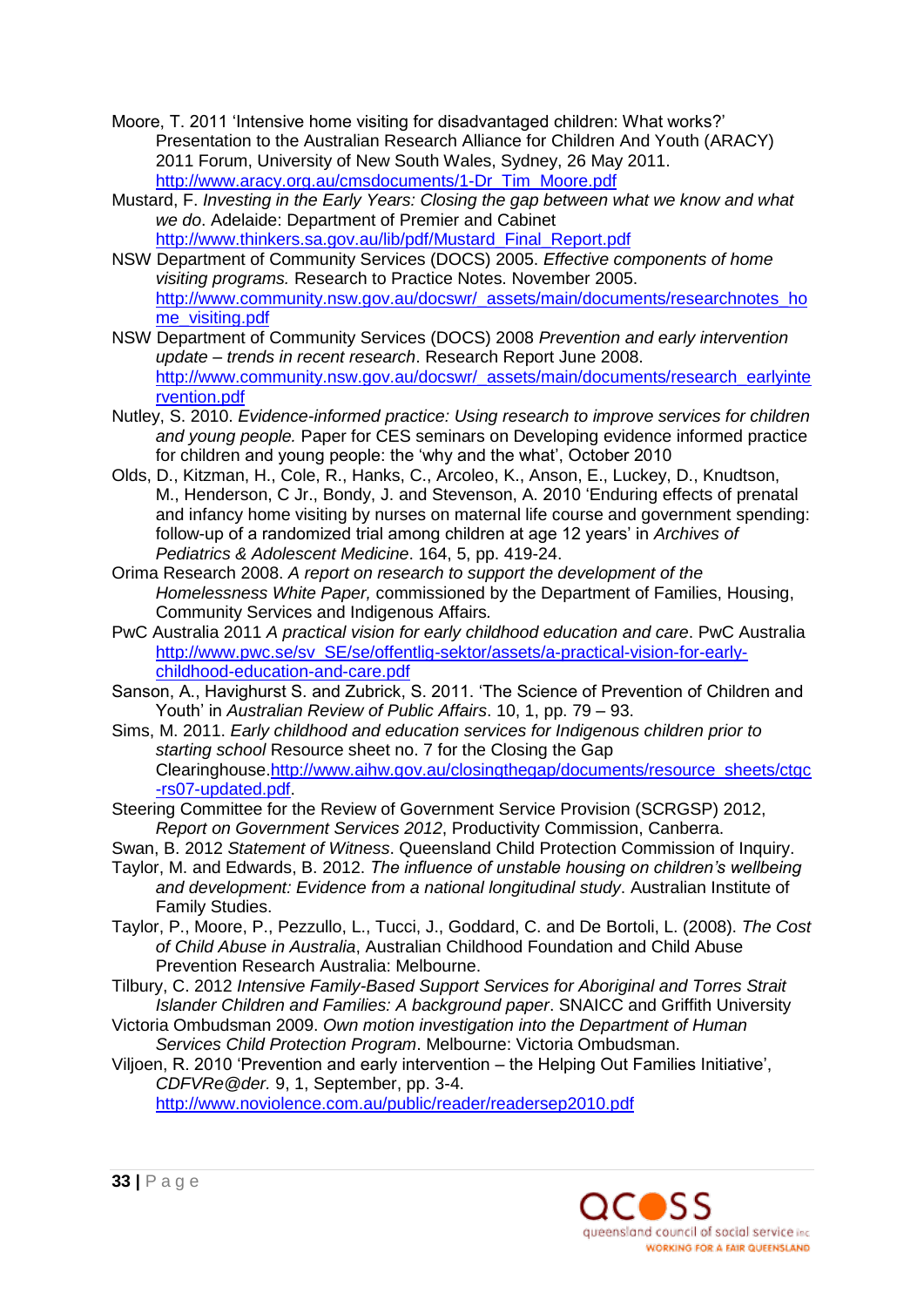Moore, T. 2011 'Intensive home visiting for disadvantaged children: What works?' Presentation to the Australian Research Alliance for Children And Youth (ARACY) 2011 Forum, University of New South Wales, Sydney, 26 May 2011. http://www.aracy.org.au/cmsdocuments/1-Dr_Tim_Moore.pdf

Mustard, F. *Investing in the Early Years: Closing the gap between what we know and what we do*. Adelaide: Department of Premier and Cabinet http://www.thinkers.sa.gov.au/lib/pdf/Mustard_Final_Report.pdf

NSW Department of Community Services (DOCS) 2005. *Effective components of home visiting programs.* Research to Practice Notes. November 2005. http://www.community.nsw.gov.au/docswr/_assets/main/documents/researchnotes_home_visiting.pdf

NSW Department of Community Services (DOCS) 2008 *Prevention and early intervention update – trends in recent research*. Research Report June 2008. http://www.community.nsw.gov.au/docswr/_assets/main/documents/research_earlyintervention.pdf

Nutley, S. 2010. *Evidence-informed practice: Using research to improve services for children and young people.* Paper for CES seminars on Developing evidence informed practice for children and young people: the 'why and the what', October 2010

Olds, D., Kitzman, H., Cole, R., Hanks, C., Arcoleo, K., Anson, E., Luckey, D., Knudtson, M., Henderson, C Jr., Bondy, J. and Stevenson, A. 2010 'Enduring effects of prenatal and infancy home visiting by nurses on maternal life course and government spending: follow-up of a randomized trial among children at age 12 years' in *Archives of Pediatrics & Adolescent Medicine*. 164, 5, pp. 419-24.

Orima Research 2008. *A report on research to support the development of the Homelessness White Paper,* commissioned by the Department of Families, Housing, Community Services and Indigenous Affairs.

PwC Australia 2011 *A practical vision for early childhood education and care*. PwC Australia http://www.pwc.se/sv_SE/se/offentlig-sektor/assets/a-practical-vision-for-early-childhood-education-and-care.pdf

Sanson, A., Havighurst S. and Zubrick, S. 2011. 'The Science of Prevention of Children and Youth' in *Australian Review of Public Affairs*. 10, 1, pp. 79 – 93.

Sims, M. 2011. *Early childhood and education services for Indigenous children prior to starting school* Resource sheet no. 7 for the Closing the Gap Clearinghouse.http://www.aihw.gov.au/closingthegap/documents/resource_sheets/ctgc-rs07-updated.pdf.

Steering Committee for the Review of Government Service Provision (SCRGSP) 2012, *Report on Government Services 2012*, Productivity Commission, Canberra.

Swan, B. 2012 *Statement of Witness*. Queensland Child Protection Commission of Inquiry.

Taylor, M. and Edwards, B. 2012. *The influence of unstable housing on children's wellbeing and development: Evidence from a national longitudinal study*. Australian Institute of Family Studies.

Taylor, P., Moore, P., Pezzullo, L., Tucci, J., Goddard, C. and De Bortoli, L. (2008). *The Cost of Child Abuse in Australia*, Australian Childhood Foundation and Child Abuse Prevention Research Australia: Melbourne.

Tilbury, C. 2012 *Intensive Family-Based Support Services for Aboriginal and Torres Strait Islander Children and Families: A background paper*. SNAICC and Griffith University

Victoria Ombudsman 2009. *Own motion investigation into the Department of Human Services Child Protection Program*. Melbourne: Victoria Ombudsman.

Viljoen, R. 2010 'Prevention and early intervention – the Helping Out Families Initiative', *CDFVRe@der.* 9, 1, September, pp. 3-4. http://www.noviolence.com.au/public/reader/readersep2010.pdf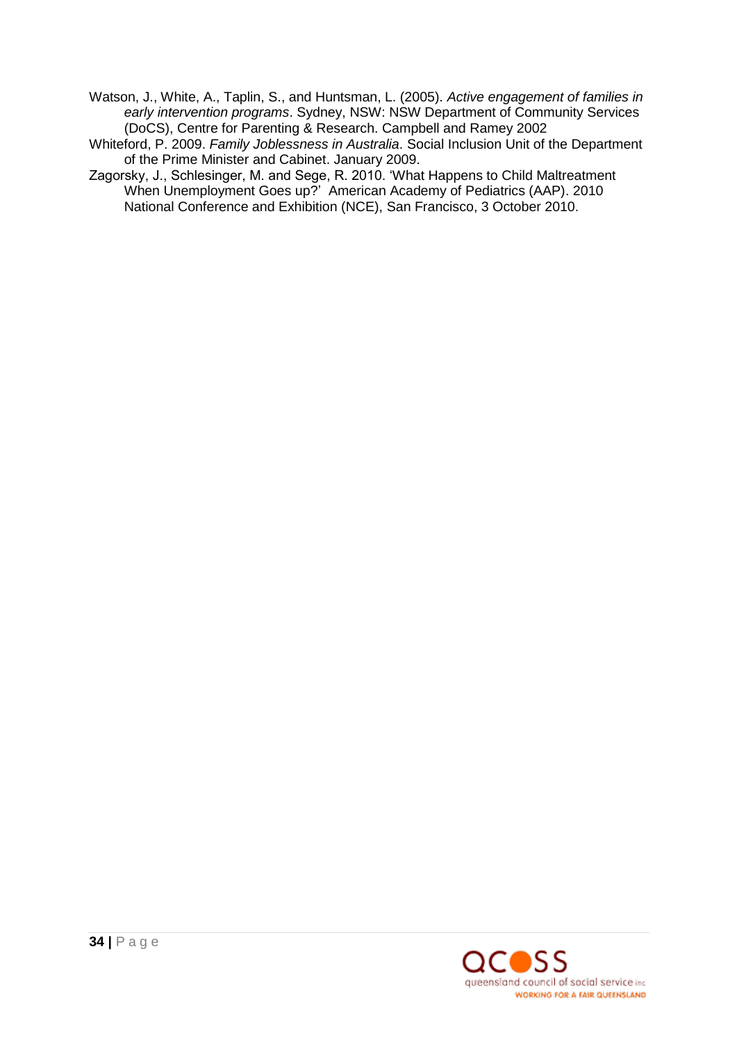Watson, J., White, A., Taplin, S., and Huntsman, L. (2005). *Active engagement of families in early intervention programs*. Sydney, NSW: NSW Department of Community Services (DoCS), Centre for Parenting & Research. Campbell and Ramey 2002

Whiteford, P. 2009. *Family Joblessness in Australia*. Social Inclusion Unit of the Department of the Prime Minister and Cabinet. January 2009.

Zagorsky, J., Schlesinger, M. and Sege, R. 2010. 'What Happens to Child Maltreatment When Unemployment Goes up?' American Academy of Pediatrics (AAP). 2010 National Conference and Exhibition (NCE), San Francisco, 3 October 2010.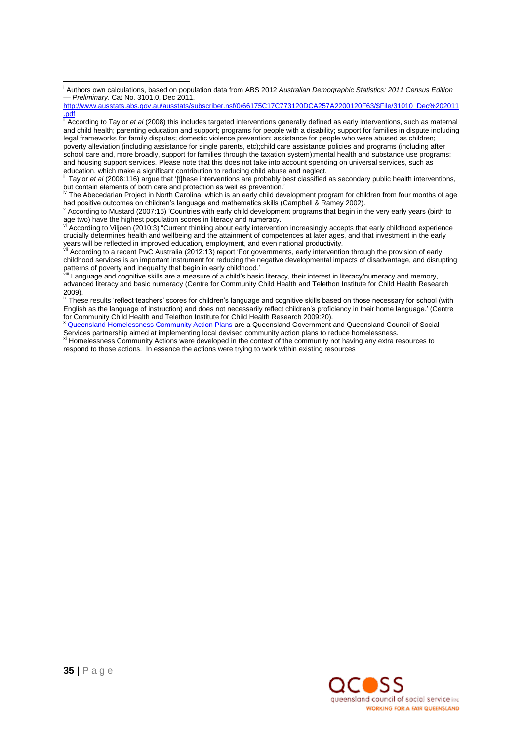[i] Authors own calculations, based on population data from ABS 2012 *Australian Demographic Statistics: 2011 Census Edition — Preliminary.* Cat No. 3101.0, Dec 2011. http://www.ausstats.abs.gov.au/ausstats/subscriber.nsf/0/66175C17C773120DCA257A2200120F63/$File/31010_Dec%202011.pdf

[ii] According to Taylor *et al* (2008) this includes targeted interventions generally defined as early interventions, such as maternal and child health; parenting education and support; programs for people with a disability; support for families in dispute including legal frameworks for family disputes; domestic violence prevention; assistance for people who were abused as children; poverty alleviation (including assistance for single parents, etc);child care assistance policies and programs (including after school care and, more broadly, support for families through the taxation system);mental health and substance use programs; and housing support services. Please note that this does not take into account spending on universal services, such as education, which make a significant contribution to reducing child abuse and neglect.

[iii] Taylor *et al* (2008:116) argue that '[t]hese interventions are probably best classified as secondary public health interventions, but contain elements of both care and protection as well as prevention.'

[iv] The Abecedarian Project in North Carolina, which is an early child development program for children from four months of age had positive outcomes on children's language and mathematics skills (Campbell & Ramey 2002).

[v] According to Mustard (2007:16) 'Countries with early child development programs that begin in the very early years (birth to age two) have the highest population scores in literacy and numeracy.'

[vi] According to Viljoen (2010:3) "Current thinking about early intervention increasingly accepts that early childhood experience crucially determines health and wellbeing and the attainment of competences at later ages, and that investment in the early years will be reflected in improved education, employment, and even national productivity.

[vii] According to a recent PwC Australia (2012:13) report 'For governments, early intervention through the provision of early childhood services is an important instrument for reducing the negative developmental impacts of disadvantage, and disrupting patterns of poverty and inequality that begin in early childhood.'

[viii] Language and cognitive skills are a measure of a child's basic literacy, their interest in literacy/numeracy and memory, advanced literacy and basic numeracy (Centre for Community Child Health and Telethon Institute for Child Health Research 2009).

[ix] These results 'reflect teachers' scores for children's language and cognitive skills based on those necessary for school (with English as the language of instruction) and does not necessarily reflect children's proficiency in their home language.' (Centre for Community Child Health and Telethon Institute for Child Health Research 2009:20).

[x] Queensland Homelessness Community Action Plans are a Queensland Government and Queensland Council of Social Services partnership aimed at implementing local devised community action plans to reduce homelessness.

[xi] Homelessness Community Actions were developed in the context of the community not having any extra resources to respond to those actions. In essence the actions were trying to work within existing resources